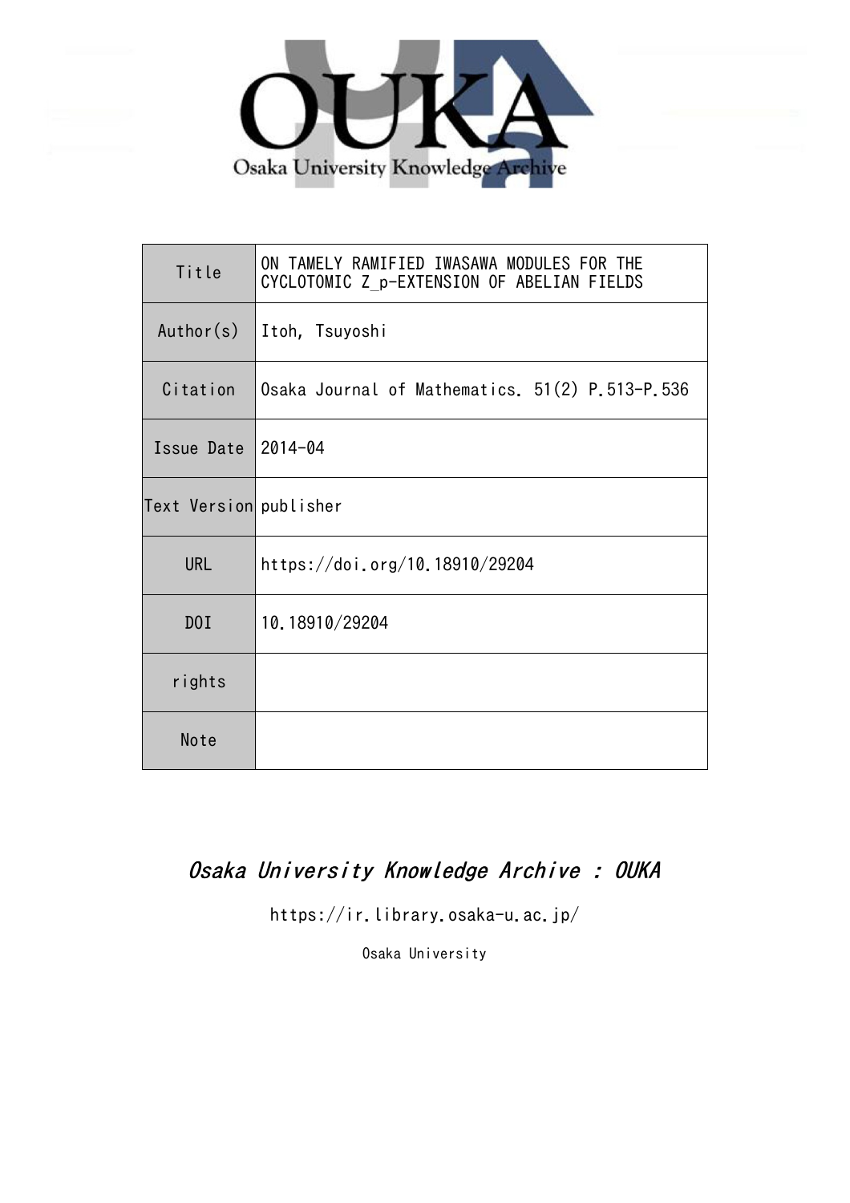Osaka University Knowledge Archive

| Title | ON TAMELY RAMIFIED IWASAWA MODULES FOR THE CYCLOTOMIC Z_p-EXTENSION OF ABELIAN FIELDS |
| --- | --- |
| Author(s) | Itoh, Tsuyoshi |
| Citation | Osaka Journal of Mathematics. 51(2) P.513-P.536 |
| Issue Date | 2014-04 |
| Text Version | publisher |
| URL | https://doi.org/10.18910/29204 |
| DOI | 10.18910/29204 |
| rights | |
| Note | |

*Osaka University Knowledge Archive : OUKA*

https://ir.library.osaka-u.ac.jp/

Osaka University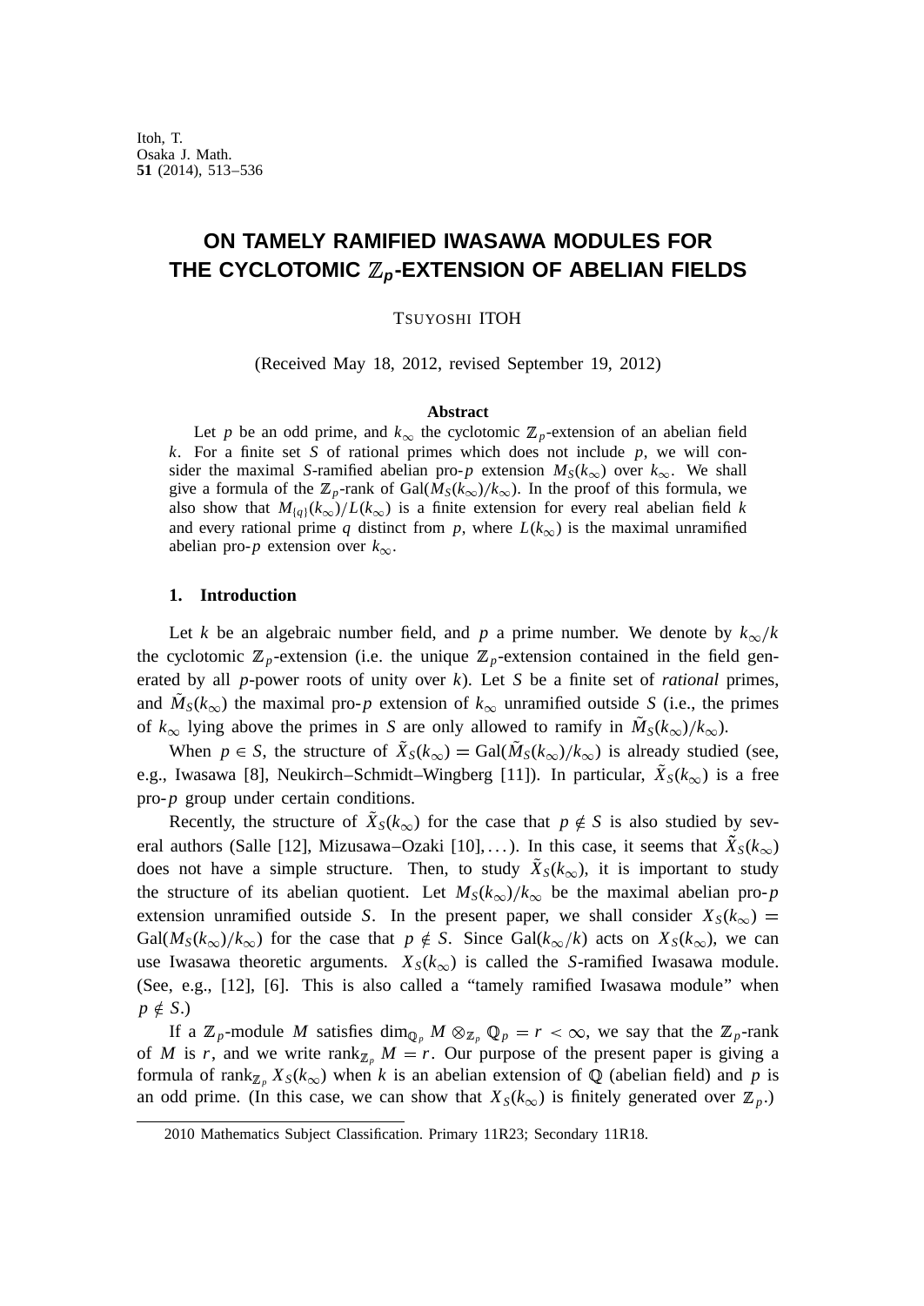Itoh, T.
Osaka J. Math.
**51** (2014), 513–536

# ON TAMELY RAMIFIED IWASAWA MODULES FOR THE CYCLOTOMIC $\mathbb{Z}_p$-EXTENSION OF ABELIAN FIELDS

TSUYOSHI ITOH

(Received May 18, 2012, revised September 19, 2012)

### Abstract

Let $p$ be an odd prime, and $k_\infty$ the cyclotomic $\mathbb{Z}_p$-extension of an abelian field $k$. For a finite set $S$ of rational primes which does not include $p$, we will consider the maximal $S$-ramified abelian pro-$p$ extension $M_S(k_\infty)$ over $k_\infty$. We shall give a formula of the $\mathbb{Z}_p$-rank of $\mathrm{Gal}(M_S(k_\infty)/k_\infty)$. In the proof of this formula, we also show that $M_{\{q\}}(k_\infty)/L(k_\infty)$ is a finite extension for every real abelian field $k$ and every rational prime $q$ distinct from $p$, where $L(k_\infty)$ is the maximal unramified abelian pro-$p$ extension over $k_\infty$.

## 1. Introduction

Let $k$ be an algebraic number field, and $p$ a prime number. We denote by $k_\infty/k$ the cyclotomic $\mathbb{Z}_p$-extension (i.e. the unique $\mathbb{Z}_p$-extension contained in the field generated by all $p$-power roots of unity over $k$). Let $S$ be a finite set of *rational* primes, and $\tilde{M}_S(k_\infty)$ the maximal pro-$p$ extension of $k_\infty$ unramified outside $S$ (i.e., the primes of $k_\infty$ lying above the primes in $S$ are only allowed to ramify in $\tilde{M}_S(k_\infty)/k_\infty$).

When $p \in S$, the structure of $\tilde{X}_S(k_\infty) = \mathrm{Gal}(\tilde{M}_S(k_\infty)/k_\infty)$ is already studied (see, e.g., Iwasawa [8], Neukirch–Schmidt–Wingberg [11]). In particular, $\tilde{X}_S(k_\infty)$ is a free pro-$p$ group under certain conditions.

Recently, the structure of $\tilde{X}_S(k_\infty)$ for the case that $p \notin S$ is also studied by several authors (Salle [12], Mizusawa–Ozaki [10], ...). In this case, it seems that $\tilde{X}_S(k_\infty)$ does not have a simple structure. Then, to study $\tilde{X}_S(k_\infty)$, it is important to study the structure of its abelian quotient. Let $M_S(k_\infty)/k_\infty$ be the maximal abelian pro-$p$ extension unramified outside $S$. In the present paper, we shall consider $X_S(k_\infty) = \mathrm{Gal}(M_S(k_\infty)/k_\infty)$ for the case that $p \notin S$. Since $\mathrm{Gal}(k_\infty/k)$ acts on $X_S(k_\infty)$, we can use Iwasawa theoretic arguments. $X_S(k_\infty)$ is called the $S$-ramified Iwasawa module. (See, e.g., [12], [6]. This is also called a "tamely ramified Iwasawa module" when $p \notin S$.)

If a $\mathbb{Z}_p$-module $M$ satisfies $\dim_{\mathbb{Q}_p} M \otimes_{\mathbb{Z}_p} \mathbb{Q}_p = r < \infty$, we say that the $\mathbb{Z}_p$-rank of $M$ is $r$, and we write $\mathrm{rank}_{\mathbb{Z}_p} M = r$. Our purpose of the present paper is giving a formula of $\mathrm{rank}_{\mathbb{Z}_p} X_S(k_\infty)$ when $k$ is an abelian extension of $\mathbb{Q}$ (abelian field) and $p$ is an odd prime. (In this case, we can show that $X_S(k_\infty)$ is finitely generated over $\mathbb{Z}_p$.)

2010 Mathematics Subject Classification. Primary 11R23; Secondary 11R18.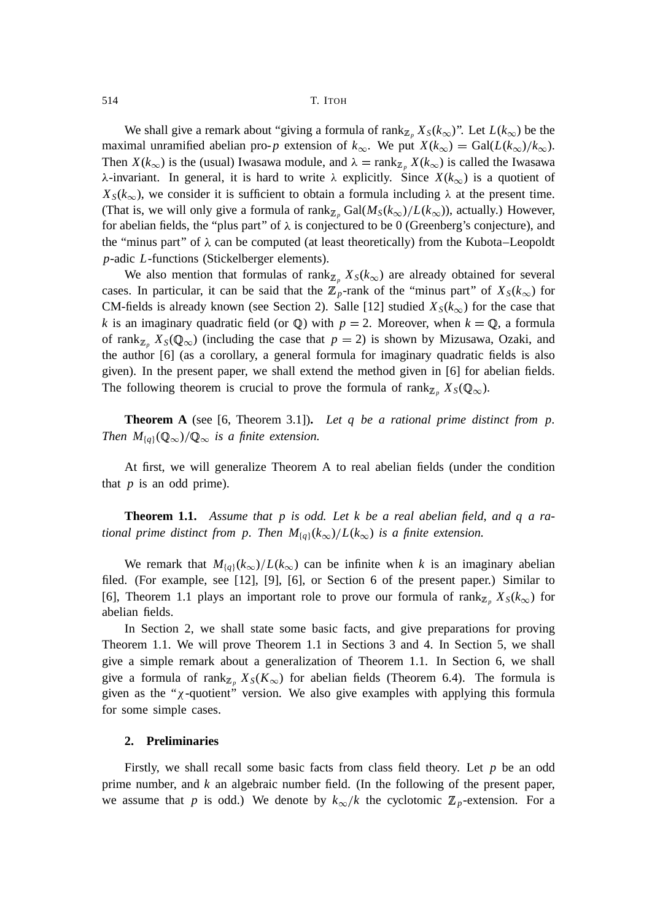We shall give a remark about "giving a formula of $\mathrm{rank}_{\mathbb{Z}_p} X_S(k_\infty)$". Let $L(k_\infty)$ be the maximal unramified abelian pro-$p$ extension of $k_\infty$. We put $X(k_\infty) = \mathrm{Gal}(L(k_\infty)/k_\infty)$. Then $X(k_\infty)$ is the (usual) Iwasawa module, and $\lambda = \mathrm{rank}_{\mathbb{Z}_p} X(k_\infty)$ is called the Iwasawa $\lambda$-invariant. In general, it is hard to write $\lambda$ explicitly. Since $X(k_\infty)$ is a quotient of $X_S(k_\infty)$, we consider it is sufficient to obtain a formula including $\lambda$ at the present time. (That is, we will only give a formula of $\mathrm{rank}_{\mathbb{Z}_p} \mathrm{Gal}(M_S(k_\infty)/L(k_\infty))$, actually.) However, for abelian fields, the "plus part" of $\lambda$ is conjectured to be 0 (Greenberg's conjecture), and the "minus part" of $\lambda$ can be computed (at least theoretically) from the Kubota–Leopoldt $p$-adic $L$-functions (Stickelberger elements).

We also mention that formulas of $\mathrm{rank}_{\mathbb{Z}_p} X_S(k_\infty)$ are already obtained for several cases. In particular, it can be said that the $\mathbb{Z}_p$-rank of the "minus part" of $X_S(k_\infty)$ for CM-fields is already known (see Section 2). Salle [12] studied $X_S(k_\infty)$ for the case that $k$ is an imaginary quadratic field (or $\mathbb{Q}$) with $p = 2$. Moreover, when $k = \mathbb{Q}$, a formula of $\mathrm{rank}_{\mathbb{Z}_p} X_S(\mathbb{Q}_\infty)$ (including the case that $p = 2$) is shown by Mizusawa, Ozaki, and the author [6] (as a corollary, a general formula for imaginary quadratic fields is also given). In the present paper, we shall extend the method given in [6] for abelian fields. The following theorem is crucial to prove the formula of $\mathrm{rank}_{\mathbb{Z}_p} X_S(\mathbb{Q}_\infty)$.

**Theorem A** (see [6, Theorem 3.1])**.** *Let $q$ be a rational prime distinct from $p$. Then $M_{\{q\}}(\mathbb{Q}_\infty)/\mathbb{Q}_\infty$ is a finite extension.*

At first, we will generalize Theorem A to real abelian fields (under the condition that $p$ is an odd prime).

**Theorem 1.1.** *Assume that $p$ is odd. Let $k$ be a real abelian field, and $q$ a rational prime distinct from $p$. Then $M_{\{q\}}(k_\infty)/L(k_\infty)$ is a finite extension.*

We remark that $M_{\{q\}}(k_\infty)/L(k_\infty)$ can be infinite when $k$ is an imaginary abelian filed. (For example, see [12], [9], [6], or Section 6 of the present paper.) Similar to [6], Theorem 1.1 plays an important role to prove our formula of $\mathrm{rank}_{\mathbb{Z}_p} X_S(k_\infty)$ for abelian fields.

In Section 2, we shall state some basic facts, and give preparations for proving Theorem 1.1. We will prove Theorem 1.1 in Sections 3 and 4. In Section 5, we shall give a simple remark about a generalization of Theorem 1.1. In Section 6, we shall give a formula of $\mathrm{rank}_{\mathbb{Z}_p} X_S(K_\infty)$ for abelian fields (Theorem 6.4). The formula is given as the "$\chi$-quotient" version. We also give examples with applying this formula for some simple cases.

## 2. Preliminaries

Firstly, we shall recall some basic facts from class field theory. Let $p$ be an odd prime number, and $k$ an algebraic number field. (In the following of the present paper, we assume that $p$ is odd.) We denote by $k_\infty/k$ the cyclotomic $\mathbb{Z}_p$-extension. For a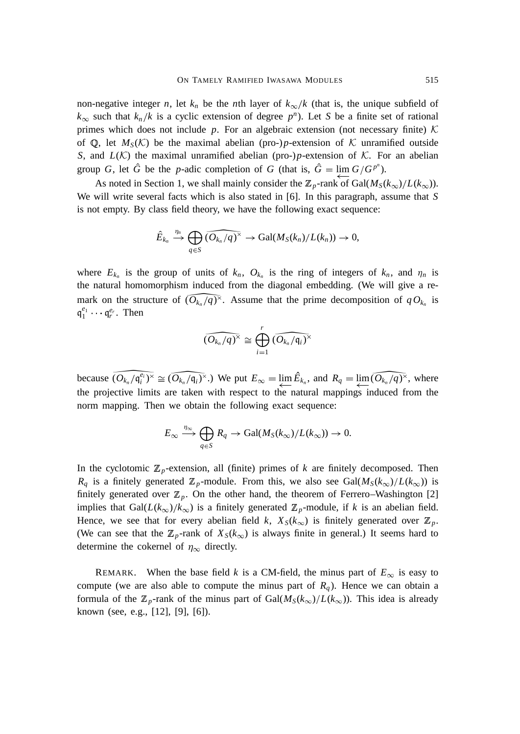non-negative integer $n$, let $k_n$ be the $n$th layer of $k_\infty/k$ (that is, the unique subfield of $k_\infty$ such that $k_n/k$ is a cyclic extension of degree $p^n$). Let $S$ be a finite set of rational primes which does not include $p$. For an algebraic extension (not necessary finite) $\mathcal{K}$ of $\mathbb{Q}$, let $M_S(\mathcal{K})$ be the maximal abelian (pro-)$p$-extension of $\mathcal{K}$ unramified outside $S$, and $L(\mathcal{K})$ the maximal unramified abelian (pro-)$p$-extension of $\mathcal{K}$. For an abelian group $G$, let $\hat{G}$ be the $p$-adic completion of $G$ (that is, $\hat{G} = \varprojlim G/G^{p^n}$).

As noted in Section 1, we shall mainly consider the $\mathbb{Z}_p$-rank of $\mathrm{Gal}(M_S(k_\infty)/L(k_\infty))$. We will write several facts which is also stated in [6]. In this paragraph, assume that $S$ is not empty. By class field theory, we have the following exact sequence:

$$\hat{E}_{k_n} \xrightarrow{\eta_n} \bigoplus_{q \in S} \widehat{(O_{k_n}/q)^\times} \to \mathrm{Gal}(M_S(k_n)/L(k_n)) \to 0,$$

where $E_{k_n}$ is the group of units of $k_n$, $O_{k_n}$ is the ring of integers of $k_n$, and $\eta_n$ is the natural homomorphism induced from the diagonal embedding. (We will give a remark on the structure of $\widehat{(O_{k_n}/q)^\times}$. Assume that the prime decomposition of $qO_{k_n}$ is $\mathfrak{q}_1^{e_1} \cdots \mathfrak{q}_r^{e_r}$. Then

$$\widehat{(O_{k_n}/q)^\times} \cong \bigoplus_{i=1}^{r} \widehat{(O_{k_n}/\mathfrak{q}_i)^\times}$$

because $\widehat{(O_{k_n}/\mathfrak{q}_i^{e_i})^\times} \cong \widehat{(O_{k_n}/\mathfrak{q}_i)^\times}$.) We put $E_\infty = \varprojlim \hat{E}_{k_n}$, and $R_q = \varprojlim \widehat{(O_{k_n}/q)^\times}$, where the projective limits are taken with respect to the natural mappings induced from the norm mapping. Then we obtain the following exact sequence:

$$E_\infty \xrightarrow{\eta_\infty} \bigoplus_{q \in S} R_q \to \mathrm{Gal}(M_S(k_\infty)/L(k_\infty)) \to 0.$$

In the cyclotomic $\mathbb{Z}_p$-extension, all (finite) primes of $k$ are finitely decomposed. Then $R_q$ is a finitely generated $\mathbb{Z}_p$-module. From this, we also see $\mathrm{Gal}(M_S(k_\infty)/L(k_\infty))$ is finitely generated over $\mathbb{Z}_p$. On the other hand, the theorem of Ferrero–Washington [2] implies that $\mathrm{Gal}(L(k_\infty)/k_\infty)$ is a finitely generated $\mathbb{Z}_p$-module, if $k$ is an abelian field. Hence, we see that for every abelian field $k$, $X_S(k_\infty)$ is finitely generated over $\mathbb{Z}_p$. (We can see that the $\mathbb{Z}_p$-rank of $X_S(k_\infty)$ is always finite in general.) It seems hard to determine the cokernel of $\eta_\infty$ directly.

REMARK. When the base field $k$ is a CM-field, the minus part of $E_\infty$ is easy to compute (we are also able to compute the minus part of $R_q$). Hence we can obtain a formula of the $\mathbb{Z}_p$-rank of the minus part of $\mathrm{Gal}(M_S(k_\infty)/L(k_\infty))$. This idea is already known (see, e.g., [12], [9], [6]).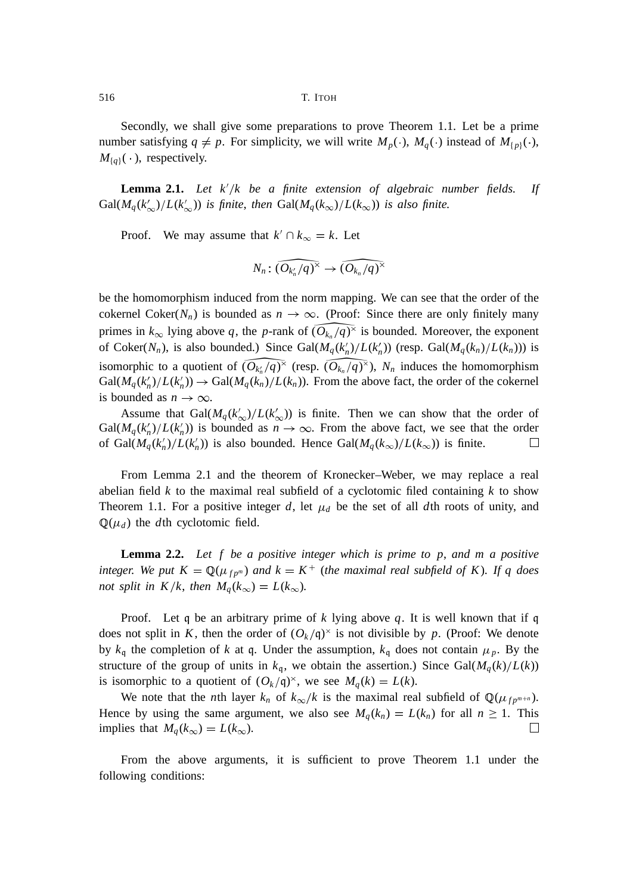Secondly, we shall give some preparations to prove Theorem 1.1. Let be a prime number satisfying $q \neq p$. For simplicity, we will write $M_p(\cdot)$, $M_q(\cdot)$ instead of $M_{\{p\}}(\cdot)$, $M_{\{q\}}(\,\cdot\,)$, respectively.

**Lemma 2.1.** *Let $k'/k$ be a finite extension of algebraic number fields. If $\mathrm{Gal}(M_q(k'_\infty)/L(k'_\infty))$ is finite, then $\mathrm{Gal}(M_q(k_\infty)/L(k_\infty))$ is also finite.*

Proof. We may assume that $k' \cap k_\infty = k$. Let

$$N_n : \widehat{(O_{k'_n}/q)^\times} \to \widehat{(O_{k_n}/q)^\times}$$

be the homomorphism induced from the norm mapping. We can see that the order of the cokernel $\mathrm{Coker}(N_n)$ is bounded as $n \to \infty$. (Proof: Since there are only finitely many primes in $k_\infty$ lying above $q$, the $p$-rank of $\widehat{(O_{k_n}/q)^\times}$ is bounded. Moreover, the exponent of $\mathrm{Coker}(N_n)$, is also bounded.) Since $\mathrm{Gal}(M_q(k'_n)/L(k'_n))$ (resp. $\mathrm{Gal}(M_q(k_n)/L(k_n))$) is isomorphic to a quotient of $\widehat{(O_{k'_n}/q)^\times}$ (resp. $\widehat{(O_{k_n}/q)^\times}$), $N_n$ induces the homomorphism $\mathrm{Gal}(M_q(k'_n)/L(k'_n)) \to \mathrm{Gal}(M_q(k_n)/L(k_n))$. From the above fact, the order of the cokernel is bounded as $n \to \infty$.

Assume that $\mathrm{Gal}(M_q(k'_\infty)/L(k'_\infty))$ is finite. Then we can show that the order of $\mathrm{Gal}(M_q(k'_n)/L(k'_n))$ is bounded as $n \to \infty$. From the above fact, we see that the order of $\mathrm{Gal}(M_q(k'_n)/L(k'_n))$ is also bounded. Hence $\mathrm{Gal}(M_q(k_\infty)/L(k_\infty))$ is finite. □

From Lemma 2.1 and the theorem of Kronecker–Weber, we may replace a real abelian field $k$ to the maximal real subfield of a cyclotomic filed containing $k$ to show Theorem 1.1. For a positive integer $d$, let $\mu_d$ be the set of all $d$th roots of unity, and $\mathbb{Q}(\mu_d)$ the $d$th cyclotomic field.

**Lemma 2.2.** *Let $f$ be a positive integer which is prime to $p$, and $m$ a positive integer. We put $K = \mathbb{Q}(\mu_{fp^m})$ and $k = K^+$ (the maximal real subfield of $K$). If $q$ does not split in $K/k$, then $M_q(k_\infty) = L(k_\infty)$.*

Proof. Let $\mathfrak{q}$ be an arbitrary prime of $k$ lying above $q$. It is well known that if $\mathfrak{q}$ does not split in $K$, then the order of $(O_k/\mathfrak{q})^\times$ is not divisible by $p$. (Proof: We denote by $k_\mathfrak{q}$ the completion of $k$ at $\mathfrak{q}$. Under the assumption, $k_\mathfrak{q}$ does not contain $\mu_p$. By the structure of the group of units in $k_\mathfrak{q}$, we obtain the assertion.) Since $\mathrm{Gal}(M_q(k)/L(k))$ is isomorphic to a quotient of $(O_k/\mathfrak{q})^\times$, we see $M_q(k) = L(k)$.

We note that the $n$th layer $k_n$ of $k_\infty/k$ is the maximal real subfield of $\mathbb{Q}(\mu_{fp^{m+n}})$. Hence by using the same argument, we also see $M_q(k_n) = L(k_n)$ for all $n \geq 1$. This implies that $M_q(k_\infty) = L(k_\infty)$. □

From the above arguments, it is sufficient to prove Theorem 1.1 under the following conditions: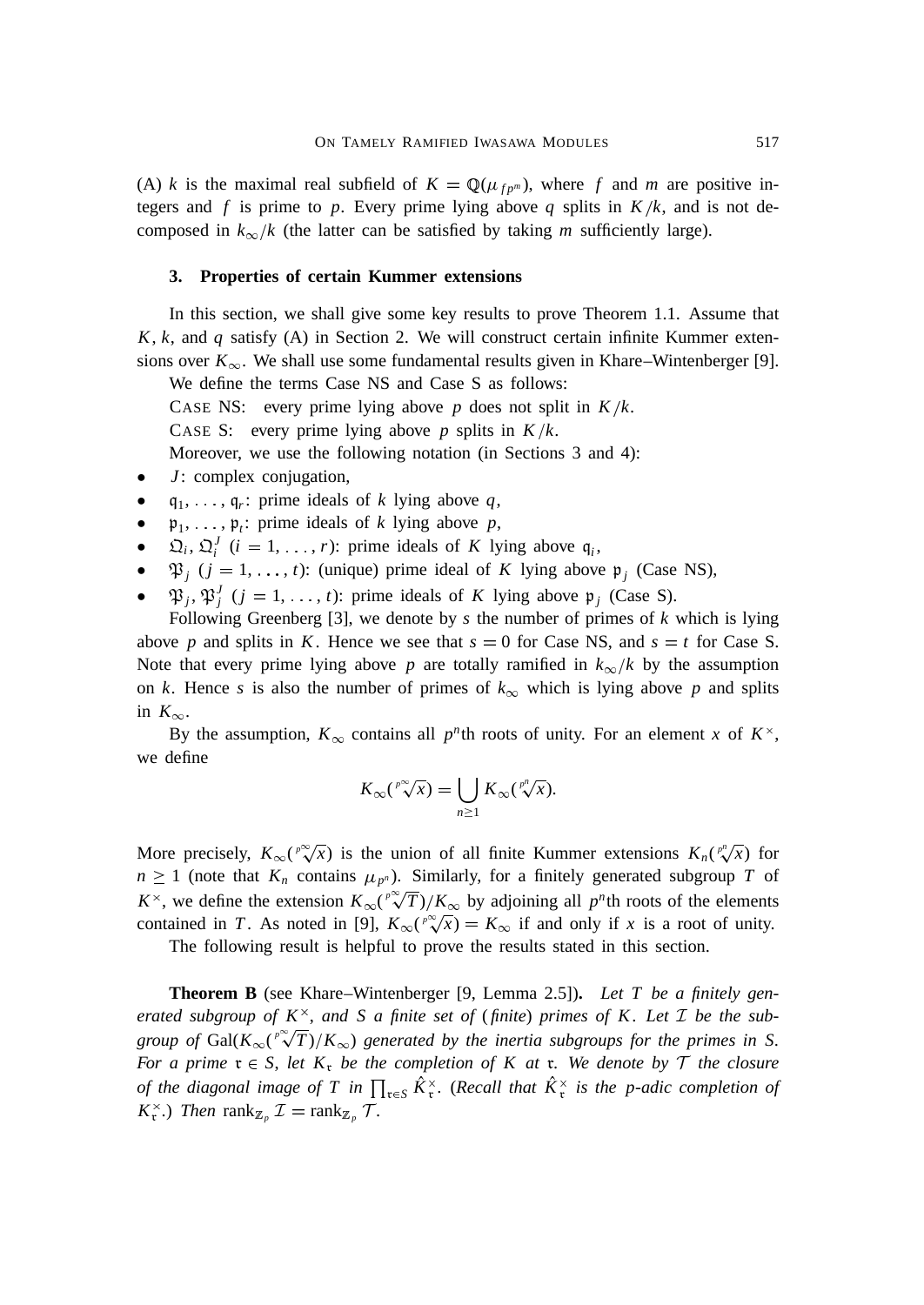(A) $k$ is the maximal real subfield of $K = \mathbb{Q}(\mu_{fp^m})$, where $f$ and $m$ are positive integers and $f$ is prime to $p$. Every prime lying above $q$ splits in $K/k$, and is not decomposed in $k_\infty/k$ (the latter can be satisfied by taking $m$ sufficiently large).

### 3. Properties of certain Kummer extensions

In this section, we shall give some key results to prove Theorem 1.1. Assume that $K$, $k$, and $q$ satisfy (A) in Section 2. We will construct certain infinite Kummer extensions over $K_\infty$. We shall use some fundamental results given in Khare–Wintenberger [9].

We define the terms Case NS and Case S as follows:

CASE NS: every prime lying above $p$ does not split in $K/k$.

CASE S: every prime lying above $p$ splits in $K/k$.

Moreover, we use the following notation (in Sections 3 and 4):

- $J$: complex conjugation,
- $\mathfrak{q}_1, \ldots, \mathfrak{q}_r$: prime ideals of $k$ lying above $q$,
- $\mathfrak{p}_1, \ldots, \mathfrak{p}_t$: prime ideals of $k$ lying above $p$,
- $\mathfrak{Q}_i, \mathfrak{Q}_i^J$ ($i = 1, \ldots, r$): prime ideals of $K$ lying above $\mathfrak{q}_i$,
- $\mathfrak{P}_j$ ($j = 1, \ldots, t$): (unique) prime ideal of $K$ lying above $\mathfrak{p}_j$ (Case NS),
- $\mathfrak{P}_j, \mathfrak{P}_j^J$ ($j = 1, \ldots, t$): prime ideals of $K$ lying above $\mathfrak{p}_j$ (Case S).

Following Greenberg [3], we denote by $s$ the number of primes of $k$ which is lying above $p$ and splits in $K$. Hence we see that $s = 0$ for Case NS, and $s = t$ for Case S. Note that every prime lying above $p$ are totally ramified in $k_\infty/k$ by the assumption on $k$. Hence $s$ is also the number of primes of $k_\infty$ which is lying above $p$ and splits in $K_\infty$.

By the assumption, $K_\infty$ contains all $p^n$th roots of unity. For an element $x$ of $K^\times$, we define

$$K_\infty(\sqrt[p^\infty]{x}) = \bigcup_{n \geq 1} K_\infty(\sqrt[p^n]{x}).$$

More precisely, $K_\infty(\sqrt[p^\infty]{x})$ is the union of all finite Kummer extensions $K_n(\sqrt[p^n]{x})$ for $n \geq 1$ (note that $K_n$ contains $\mu_{p^n}$). Similarly, for a finitely generated subgroup $T$ of $K^\times$, we define the extension $K_\infty(\sqrt[p^\infty]{T})/K_\infty$ by adjoining all $p^n$th roots of the elements contained in $T$. As noted in [9], $K_\infty(\sqrt[p^\infty]{x}) = K_\infty$ if and only if $x$ is a root of unity.

The following result is helpful to prove the results stated in this section.

**Theorem B** (see Khare–Wintenberger [9, Lemma 2.5]). *Let $T$ be a finitely generated subgroup of $K^\times$, and $S$ a finite set of (finite) primes of $K$. Let $\mathcal{I}$ be the subgroup of $\mathrm{Gal}(K_\infty(\sqrt[p^\infty]{T})/K_\infty)$ generated by the inertia subgroups for the primes in $S$. For a prime $\mathfrak{r} \in S$, let $K_\mathfrak{r}$ be the completion of $K$ at $\mathfrak{r}$. We denote by $\mathcal{T}$ the closure of the diagonal image of $T$ in $\prod_{\mathfrak{r} \in S} \hat{K}_\mathfrak{r}^\times$. (Recall that $\hat{K}_\mathfrak{r}^\times$ is the $p$-adic completion of $K_\mathfrak{r}^\times$.) Then $\mathrm{rank}_{\mathbb{Z}_p} \mathcal{I} = \mathrm{rank}_{\mathbb{Z}_p} \mathcal{T}$.*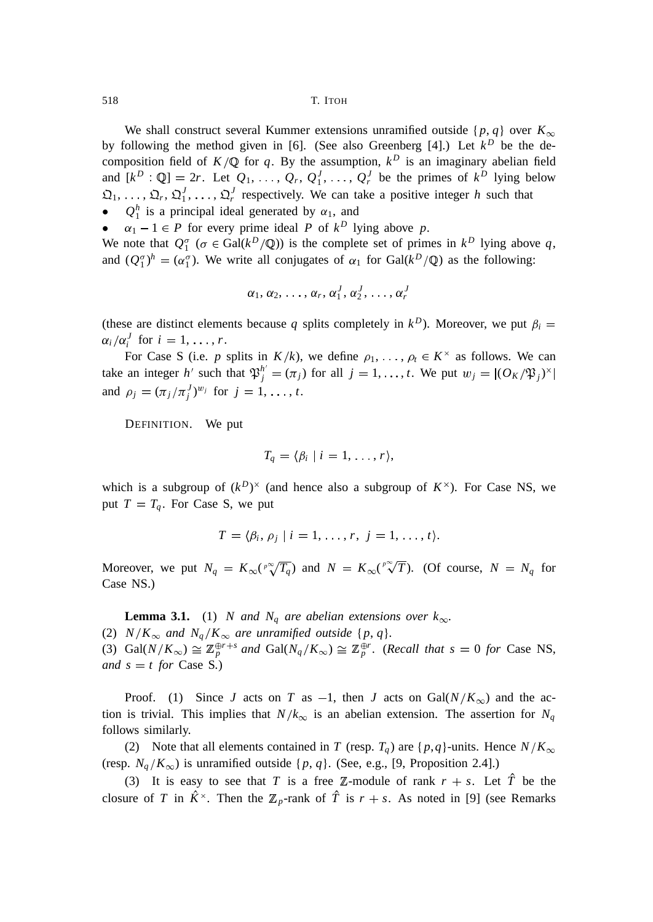We shall construct several Kummer extensions unramified outside $\{p, q\}$ over $K_\infty$ by following the method given in [6]. (See also Greenberg [4].) Let $k^D$ be the decomposition field of $K/\mathbb{Q}$ for $q$. By the assumption, $k^D$ is an imaginary abelian field and $[k^D : \mathbb{Q}] = 2r$. Let $Q_1, \dots, Q_r, Q_1^J, \dots, Q_r^J$ be the primes of $k^D$ lying below $\mathfrak{Q}_1, \dots, \mathfrak{Q}_r, \mathfrak{Q}_1^J, \dots, \mathfrak{Q}_r^J$ respectively. We can take a positive integer $h$ such that

- $Q_1^h$ is a principal ideal generated by $\alpha_1$, and
- $\alpha_1 - 1 \in P$ for every prime ideal $P$ of $k^D$ lying above $p$.

We note that $Q_1^\sigma$ ($\sigma \in \mathrm{Gal}(k^D/\mathbb{Q})$) is the complete set of primes in $k^D$ lying above $q$, and $(Q_1^\sigma)^h = (\alpha_1^\sigma)$. We write all conjugates of $\alpha_1$ for $\mathrm{Gal}(k^D/\mathbb{Q})$ as the following:

$$\alpha_1, \alpha_2, \dots, \alpha_r, \alpha_1^J, \alpha_2^J, \dots, \alpha_r^J$$

(these are distinct elements because $q$ splits completely in $k^D$). Moreover, we put $\beta_i = \alpha_i/\alpha_i^J$ for $i = 1, \dots, r$.

For Case S (i.e. $p$ splits in $K/k$), we define $\rho_1, \dots, \rho_t \in K^\times$ as follows. We can take an integer $h'$ such that $\mathfrak{P}_j^{h'} = (\pi_j)$ for all $j = 1, \dots, t$. We put $w_j = |(O_K/\mathfrak{P}_j)^\times|$ and $\rho_j = (\pi_j/\pi_j^J)^{w_j}$ for $j = 1, \dots, t$.

DEFINITION. We put

$$T_q = \langle \beta_i \mid i = 1, \dots, r \rangle,$$

which is a subgroup of $(k^D)^\times$ (and hence also a subgroup of $K^\times$). For Case NS, we put $T = T_q$. For Case S, we put

$$T = \langle \beta_i, \rho_j \mid i = 1, \dots, r,\ j = 1, \dots, t \rangle.$$

Moreover, we put $N_q = K_\infty(\sqrt[p^\infty]{T_q})$ and $N = K_\infty(\sqrt[p^\infty]{T})$. (Of course, $N = N_q$ for Case NS.)

**Lemma 3.1.** (1) *$N$ and $N_q$ are abelian extensions over $k_\infty$.*
(2) *$N/K_\infty$ and $N_q/K_\infty$ are unramified outside $\{p, q\}$.*
(3) *$\mathrm{Gal}(N/K_\infty) \cong \mathbb{Z}_p^{\oplus r+s}$ and $\mathrm{Gal}(N_q/K_\infty) \cong \mathbb{Z}_p^{\oplus r}$. (Recall that $s = 0$ for* Case NS, *and $s = t$ for* Case S.)

Proof. (1) Since $J$ acts on $T$ as $-1$, then $J$ acts on $\mathrm{Gal}(N/K_\infty)$ and the action is trivial. This implies that $N/k_\infty$ is an abelian extension. The assertion for $N_q$ follows similarly.

(2) Note that all elements contained in $T$ (resp. $T_q$) are $\{p,q\}$-units. Hence $N/K_\infty$ (resp. $N_q/K_\infty$) is unramified outside $\{p, q\}$. (See, e.g., [9, Proposition 2.4].)

(3) It is easy to see that $T$ is a free $\mathbb{Z}$-module of rank $r + s$. Let $\hat{T}$ be the closure of $T$ in $\hat{K}^\times$. Then the $\mathbb{Z}_p$-rank of $\hat{T}$ is $r + s$. As noted in [9] (see Remarks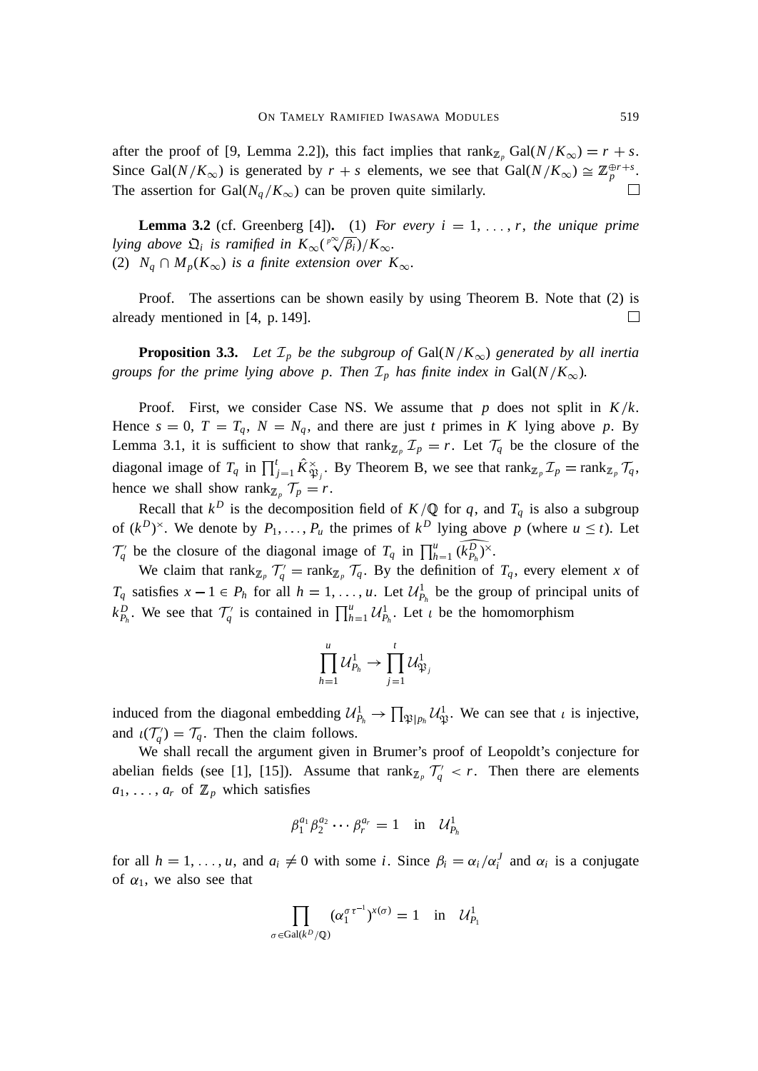after the proof of [9, Lemma 2.2]), this fact implies that $\mathrm{rank}_{\mathbb{Z}_p} \mathrm{Gal}(N/K_\infty) = r + s$. Since $\mathrm{Gal}(N/K_\infty)$ is generated by $r + s$ elements, we see that $\mathrm{Gal}(N/K_\infty) \cong \mathbb{Z}_p^{\oplus r+s}$. The assertion for $\mathrm{Gal}(N_q/K_\infty)$ can be proven quite similarly. $\square$

**Lemma 3.2** (cf. Greenberg [4])**.** (1) *For every $i = 1, \ldots, r$, the unique prime lying above $\mathfrak{Q}_i$ is ramified in $K_\infty(\sqrt[p^\infty]{\beta_i})/K_\infty$.*
(2) *$N_q \cap M_p(K_\infty)$ is a finite extension over $K_\infty$.*

Proof. The assertions can be shown easily by using Theorem B. Note that (2) is already mentioned in [4, p. 149]. $\square$

**Proposition 3.3.** *Let $\mathcal{I}_p$ be the subgroup of $\mathrm{Gal}(N/K_\infty)$ generated by all inertia groups for the prime lying above $p$. Then $\mathcal{I}_p$ has finite index in $\mathrm{Gal}(N/K_\infty)$.*

Proof. First, we consider Case NS. We assume that $p$ does not split in $K/k$. Hence $s = 0$, $T = T_q$, $N = N_q$, and there are just $t$ primes in $K$ lying above $p$. By Lemma 3.1, it is sufficient to show that $\mathrm{rank}_{\mathbb{Z}_p} \mathcal{I}_p = r$. Let $\mathcal{T}_q$ be the closure of the diagonal image of $T_q$ in $\prod_{j=1}^t \hat{K}_{\mathfrak{P}_j}^\times$. By Theorem B, we see that $\mathrm{rank}_{\mathbb{Z}_p} \mathcal{I}_p = \mathrm{rank}_{\mathbb{Z}_p} \mathcal{T}_q$, hence we shall show $\mathrm{rank}_{\mathbb{Z}_p} \mathcal{T}_p = r$.

Recall that $k^D$ is the decomposition field of $K/\mathbb{Q}$ for $q$, and $T_q$ is also a subgroup of $(k^D)^\times$. We denote by $P_1, \ldots, P_u$ the primes of $k^D$ lying above $p$ (where $u \le t$). Let $\mathcal{T}'_q$ be the closure of the diagonal image of $T_q$ in $\prod_{h=1}^u \widehat{(k_{P_h}^D)}^\times$.

We claim that $\mathrm{rank}_{\mathbb{Z}_p} \mathcal{T}'_q = \mathrm{rank}_{\mathbb{Z}_p} \mathcal{T}_q$. By the definition of $T_q$, every element $x$ of $T_q$ satisfies $x - 1 \in P_h$ for all $h = 1, \ldots, u$. Let $\mathcal{U}_{P_h}^1$ be the group of principal units of $k_{P_h}^D$. We see that $\mathcal{T}'_q$ is contained in $\prod_{h=1}^u \mathcal{U}_{P_h}^1$. Let $\iota$ be the homomorphism

$$\prod_{h=1}^u \mathcal{U}_{P_h}^1 \to \prod_{j=1}^t \mathcal{U}_{\mathfrak{P}_j}^1$$

induced from the diagonal embedding $\mathcal{U}_{P_h}^1 \to \prod_{\mathfrak{P} | p_h} \mathcal{U}_{\mathfrak{P}}^1$. We can see that $\iota$ is injective, and $\iota(\mathcal{T}'_q) = \mathcal{T}_q$. Then the claim follows.

We shall recall the argument given in Brumer's proof of Leopoldt's conjecture for abelian fields (see [1], [15]). Assume that $\mathrm{rank}_{\mathbb{Z}_p} \mathcal{T}'_q < r$. Then there are elements $a_1, \ldots, a_r$ of $\mathbb{Z}_p$ which satisfies

$$\beta_1^{a_1} \beta_2^{a_2} \cdots \beta_r^{a_r} = 1 \quad \text{in} \quad \mathcal{U}_{P_h}^1$$

for all $h = 1, \ldots, u$, and $a_i \neq 0$ with some $i$. Since $\beta_i = \alpha_i/\alpha_i^J$ and $\alpha_i$ is a conjugate of $\alpha_1$, we also see that

$$\prod_{\sigma \in \mathrm{Gal}(k^D/\mathbb{Q})} (\alpha_1^{\sigma\tau^{-1}})^{x(\sigma)} = 1 \quad \text{in} \quad \mathcal{U}_{P_1}^1$$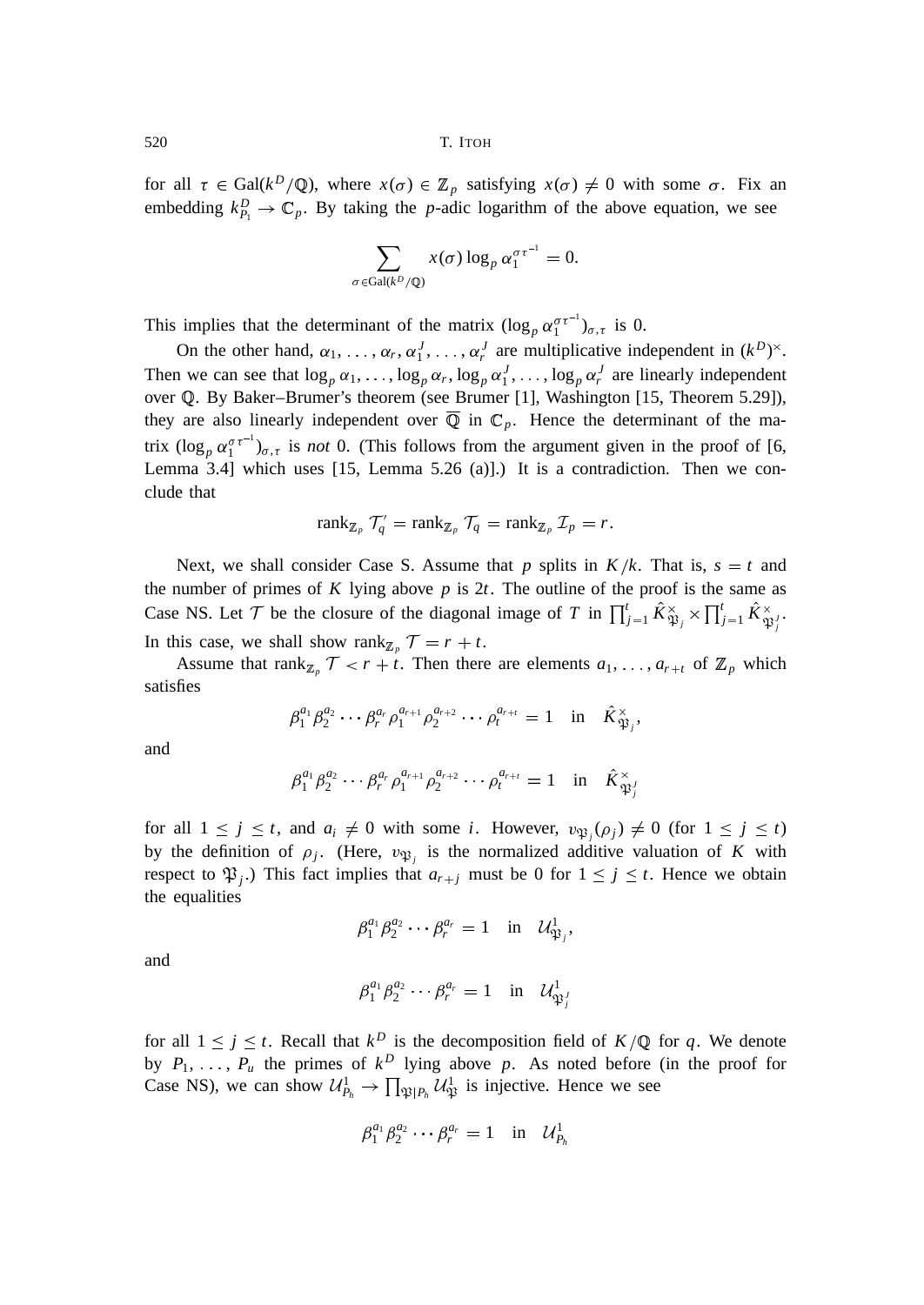for all $\tau \in \mathrm{Gal}(k^D/\mathbb{Q})$, where $x(\sigma) \in \mathbb{Z}_p$ satisfying $x(\sigma) \neq 0$ with some $\sigma$. Fix an embedding $k^D_{P_1} \to \mathbb{C}_p$. By taking the $p$-adic logarithm of the above equation, we see

$$\sum_{\sigma \in \mathrm{Gal}(k^D/\mathbb{Q})} x(\sigma) \log_p \alpha_1^{\sigma\tau^{-1}} = 0.$$

This implies that the determinant of the matrix $(\log_p \alpha_1^{\sigma\tau^{-1}})_{\sigma,\tau}$ is 0.

On the other hand, $\alpha_1, \dots, \alpha_r, \alpha_1^J, \dots, \alpha_r^J$ are multiplicative independent in $(k^D)^\times$. Then we can see that $\log_p \alpha_1, \dots, \log_p \alpha_r, \log_p \alpha_1^J, \dots, \log_p \alpha_r^J$ are linearly independent over $\mathbb{Q}$. By Baker–Brumer's theorem (see Brumer [1], Washington [15, Theorem 5.29]), they are also linearly independent over $\overline{\mathbb{Q}}$ in $\mathbb{C}_p$. Hence the determinant of the matrix $(\log_p \alpha_1^{\sigma\tau^{-1}})_{\sigma,\tau}$ is *not* 0. (This follows from the argument given in the proof of [6, Lemma 3.4] which uses [15, Lemma 5.26 (a)].) It is a contradiction. Then we conclude that

$$\mathrm{rank}_{\mathbb{Z}_p} \mathcal{T}'_q = \mathrm{rank}_{\mathbb{Z}_p} \mathcal{T}_q = \mathrm{rank}_{\mathbb{Z}_p} \mathcal{I}_p = r.$$

Next, we shall consider Case S. Assume that $p$ splits in $K/k$. That is, $s = t$ and the number of primes of $K$ lying above $p$ is $2t$. The outline of the proof is the same as Case NS. Let $\mathcal{T}$ be the closure of the diagonal image of $T$ in $\prod_{j=1}^t \hat{K}^\times_{\mathfrak{P}_j} \times \prod_{j=1}^t \hat{K}^\times_{\mathfrak{P}_j^J}$. In this case, we shall show $\mathrm{rank}_{\mathbb{Z}_p} \mathcal{T} = r + t$.

Assume that $\mathrm{rank}_{\mathbb{Z}_p} \mathcal{T} < r + t$. Then there are elements $a_1, \dots, a_{r+t}$ of $\mathbb{Z}_p$ which satisfies

$$\beta_1^{a_1}\beta_2^{a_2}\cdots\beta_r^{a_r}\rho_1^{a_{r+1}}\rho_2^{a_{r+2}}\cdots\rho_t^{a_{r+t}} = 1 \quad \text{in} \quad \hat{K}^\times_{\mathfrak{P}_j},$$

and

$$\beta_1^{a_1}\beta_2^{a_2}\cdots\beta_r^{a_r}\rho_1^{a_{r+1}}\rho_2^{a_{r+2}}\cdots\rho_t^{a_{r+t}} = 1 \quad \text{in} \quad \hat{K}^\times_{\mathfrak{P}_j^J}$$

for all $1 \le j \le t$, and $a_i \neq 0$ with some $i$. However, $v_{\mathfrak{P}_j}(\rho_j) \neq 0$ (for $1 \le j \le t$) by the definition of $\rho_j$. (Here, $v_{\mathfrak{P}_j}$ is the normalized additive valuation of $K$ with respect to $\mathfrak{P}_j$.) This fact implies that $a_{r+j}$ must be 0 for $1 \le j \le t$. Hence we obtain the equalities

$$\beta_1^{a_1}\beta_2^{a_2}\cdots\beta_r^{a_r} = 1 \quad \text{in} \quad \mathcal{U}^1_{\mathfrak{P}_j},$$

and

$$\beta_1^{a_1}\beta_2^{a_2}\cdots\beta_r^{a_r} = 1 \quad \text{in} \quad \mathcal{U}^1_{\mathfrak{P}_j^J}$$

for all $1 \le j \le t$. Recall that $k^D$ is the decomposition field of $K/\mathbb{Q}$ for $q$. We denote by $P_1, \dots, P_u$ the primes of $k^D$ lying above $p$. As noted before (in the proof for Case NS), we can show $\mathcal{U}^1_{P_h} \to \prod_{\mathfrak{P}|P_h} \mathcal{U}^1_{\mathfrak{P}}$ is injective. Hence we see

$$\beta_1^{a_1}\beta_2^{a_2}\cdots\beta_r^{a_r} = 1 \quad \text{in} \quad \mathcal{U}^1_{P_h}$$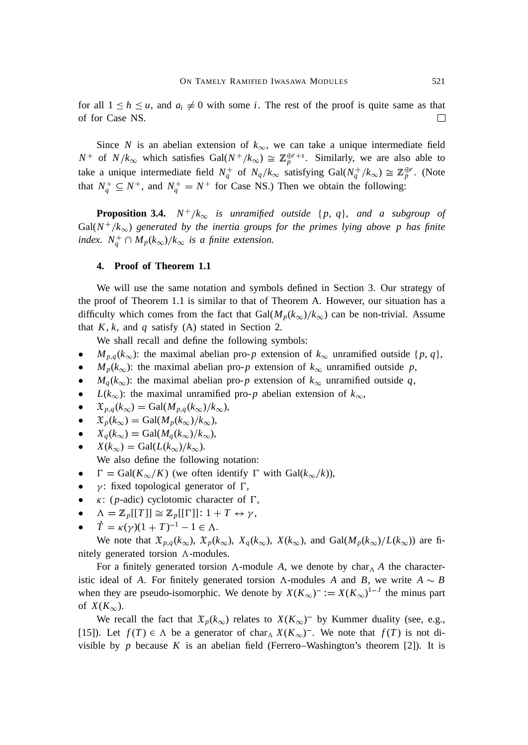for all $1 \leq h \leq u$, and $a_i \neq 0$ with some $i$. The rest of the proof is quite same as that of for Case NS. □

Since $N$ is an abelian extension of $k_\infty$, we can take a unique intermediate field $N^+$ of $N/k_\infty$ which satisfies $\mathrm{Gal}(N^+/k_\infty) \cong \mathbb{Z}_p^{\oplus r+s}$. Similarly, we are also able to take a unique intermediate field $N_q^+$ of $N_q/k_\infty$ satisfying $\mathrm{Gal}(N_q^+/k_\infty) \cong \mathbb{Z}_p^{\oplus r}$. (Note that $N_q^+ \subseteq N^+$, and $N_q^+ = N^+$ for Case NS.) Then we obtain the following:

**Proposition 3.4.** *$N^+/k_\infty$ is unramified outside $\{p, q\}$, and a subgroup of $\mathrm{Gal}(N^+/k_\infty)$ generated by the inertia groups for the primes lying above $p$ has finite index. $N_q^+ \cap M_p(k_\infty)/k_\infty$ is a finite extension.*

## 4. Proof of Theorem 1.1

We will use the same notation and symbols defined in Section 3. Our strategy of the proof of Theorem 1.1 is similar to that of Theorem A. However, our situation has a difficulty which comes from the fact that $\mathrm{Gal}(M_p(k_\infty)/k_\infty)$ can be non-trivial. Assume that $K$, $k$, and $q$ satisfy (A) stated in Section 2.

We shall recall and define the following symbols:

- $M_{p,q}(k_\infty)$: the maximal abelian pro-$p$ extension of $k_\infty$ unramified outside $\{p, q\}$,
- $M_p(k_\infty)$: the maximal abelian pro-$p$ extension of $k_\infty$ unramified outside $p$,
- $M_q(k_\infty)$: the maximal abelian pro-$p$ extension of $k_\infty$ unramified outside $q$,
- $L(k_\infty)$: the maximal unramified pro-$p$ abelian extension of $k_\infty$,
- $\mathfrak{X}_{p,q}(k_\infty) = \mathrm{Gal}(M_{p,q}(k_\infty)/k_\infty)$,
- $\mathfrak{X}_p(k_\infty) = \mathrm{Gal}(M_p(k_\infty)/k_\infty)$,
- $X_q(k_\infty) = \mathrm{Gal}(M_q(k_\infty)/k_\infty)$,
- $X(k_\infty) = \mathrm{Gal}(L(k_\infty)/k_\infty)$.

We also define the following notation:

- $\Gamma = \mathrm{Gal}(K_\infty/K)$ (we often identify $\Gamma$ with $\mathrm{Gal}(k_\infty/k)$),
- $\gamma$: fixed topological generator of $\Gamma$,
- $\kappa$: ($p$-adic) cyclotomic character of $\Gamma$,
- $\Lambda = \mathbb{Z}_p[[T]] \cong \mathbb{Z}_p[[\Gamma]]$: $1 + T \leftrightarrow \gamma$,
- $\dot{T} = \kappa(\gamma)(1+T)^{-1} - 1 \in \Lambda$.

We note that $\mathfrak{X}_{p,q}(k_\infty)$, $\mathfrak{X}_p(k_\infty)$, $X_q(k_\infty)$, $X(k_\infty)$, and $\mathrm{Gal}(M_p(k_\infty)/L(k_\infty))$ are finitely generated torsion $\Lambda$-modules.

For a finitely generated torsion $\Lambda$-module $A$, we denote by $\mathrm{char}_\Lambda A$ the characteristic ideal of $A$. For finitely generated torsion $\Lambda$-modules $A$ and $B$, we write $A \sim B$ when they are pseudo-isomorphic. We denote by $X(K_\infty)^- := X(K_\infty)^{1-J}$ the minus part of $X(K_\infty)$.

We recall the fact that $\mathfrak{X}_p(k_\infty)$ relates to $X(K_\infty)^-$ by Kummer duality (see, e.g., [15]). Let $f(T) \in \Lambda$ be a generator of $\mathrm{char}_\Lambda X(K_\infty)^-$. We note that $f(T)$ is not divisible by $p$ because $K$ is an abelian field (Ferrero–Washington's theorem [2]). It is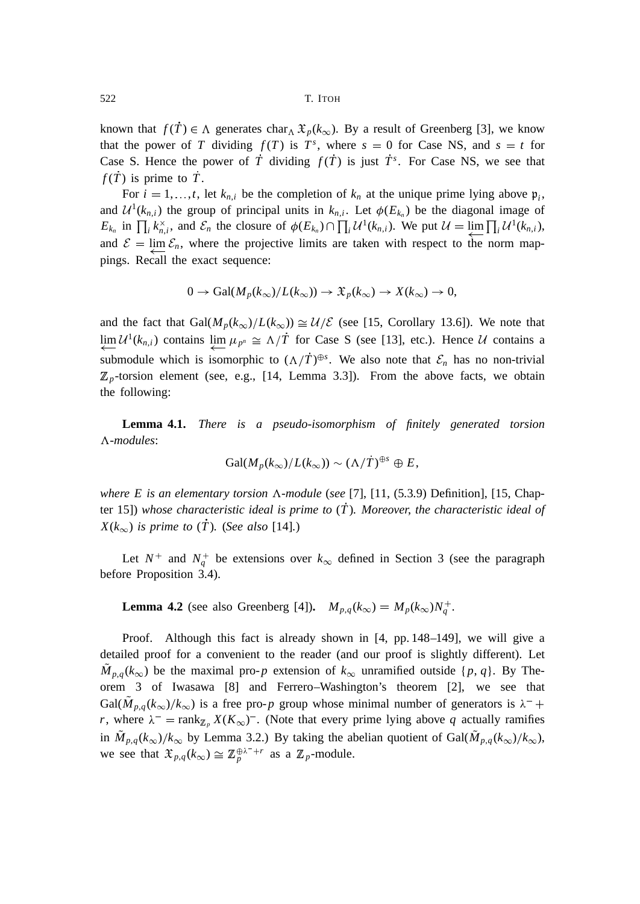known that $f(\dot{T}) \in \Lambda$ generates $\mathrm{char}_\Lambda\, \mathfrak{X}_p(k_\infty)$. By a result of Greenberg [3], we know that the power of $T$ dividing $f(T)$ is $T^s$, where $s = 0$ for Case NS, and $s = t$ for Case S. Hence the power of $\dot{T}$ dividing $f(\dot{T})$ is just $\dot{T}^s$. For Case NS, we see that $f(\dot{T})$ is prime to $\dot{T}$.

For $i = 1, \dots, t$, let $k_{n,i}$ be the completion of $k_n$ at the unique prime lying above $\mathfrak{p}_i$, and $\mathcal{U}^1(k_{n,i})$ the group of principal units in $k_{n,i}$. Let $\phi(E_{k_n})$ be the diagonal image of $E_{k_n}$ in $\prod_i k_{n,i}^\times$, and $\mathcal{E}_n$ the closure of $\phi(E_{k_n}) \cap \prod_i \mathcal{U}^1(k_{n,i})$. We put $\mathcal{U} = \varprojlim \prod_i \mathcal{U}^1(k_{n,i})$, and $\mathcal{E} = \varprojlim \mathcal{E}_n$, where the projective limits are taken with respect to the norm mappings. Recall the exact sequence:

$$0 \to \mathrm{Gal}(M_p(k_\infty)/L(k_\infty)) \to \mathfrak{X}_p(k_\infty) \to X(k_\infty) \to 0,$$

and the fact that $\mathrm{Gal}(M_p(k_\infty)/L(k_\infty)) \cong \mathcal{U}/\mathcal{E}$ (see [15, Corollary 13.6]). We note that $\varprojlim \mathcal{U}^1(k_{n,i})$ contains $\varprojlim \mu_{p^n} \cong \Lambda/\dot{T}$ for Case S (see [13], etc.). Hence $\mathcal{U}$ contains a submodule which is isomorphic to $(\Lambda/\dot{T})^{\oplus s}$. We also note that $\mathcal{E}_n$ has no non-trivial $\mathbb{Z}_p$-torsion element (see, e.g., [14, Lemma 3.3]). From the above facts, we obtain the following:

**Lemma 4.1.** *There is a pseudo-isomorphism of finitely generated torsion $\Lambda$-modules*:

$$\mathrm{Gal}(M_p(k_\infty)/L(k_\infty)) \sim (\Lambda/\dot{T})^{\oplus s} \oplus E,$$

*where $E$ is an elementary torsion $\Lambda$-module* (*see* [7], [11, (5.3.9) Definition], [15, Chapter 15]) *whose characteristic ideal is prime to* $(\dot{T})$. *Moreover, the characteristic ideal of $X(k_\infty)$ is prime to* $(\dot{T})$. (*See also* [14].)

Let $N^+$ and $N_q^+$ be extensions over $k_\infty$ defined in Section 3 (see the paragraph before Proposition 3.4).

**Lemma 4.2** (see also Greenberg [4]). $M_{p,q}(k_\infty) = M_p(k_\infty)N_q^+$.

Proof. Although this fact is already shown in [4, pp. 148–149], we will give a detailed proof for a convenient to the reader (and our proof is slightly different). Let $\tilde{M}_{p,q}(k_\infty)$ be the maximal pro-$p$ extension of $k_\infty$ unramified outside $\{p, q\}$. By Theorem 3 of Iwasawa [8] and Ferrero–Washington's theorem [2], we see that $\mathrm{Gal}(\tilde{M}_{p,q}(k_\infty)/k_\infty)$ is a free pro-$p$ group whose minimal number of generators is $\lambda^- + r$, where $\lambda^- = \mathrm{rank}_{\mathbb{Z}_p} X(K_\infty)^-$. (Note that every prime lying above $q$ actually ramifies in $\tilde{M}_{p,q}(k_\infty)/k_\infty$ by Lemma 3.2.) By taking the abelian quotient of $\mathrm{Gal}(\tilde{M}_{p,q}(k_\infty)/k_\infty)$, we see that $\mathfrak{X}_{p,q}(k_\infty) \cong \mathbb{Z}_p^{\oplus \lambda^- + r}$ as a $\mathbb{Z}_p$-module.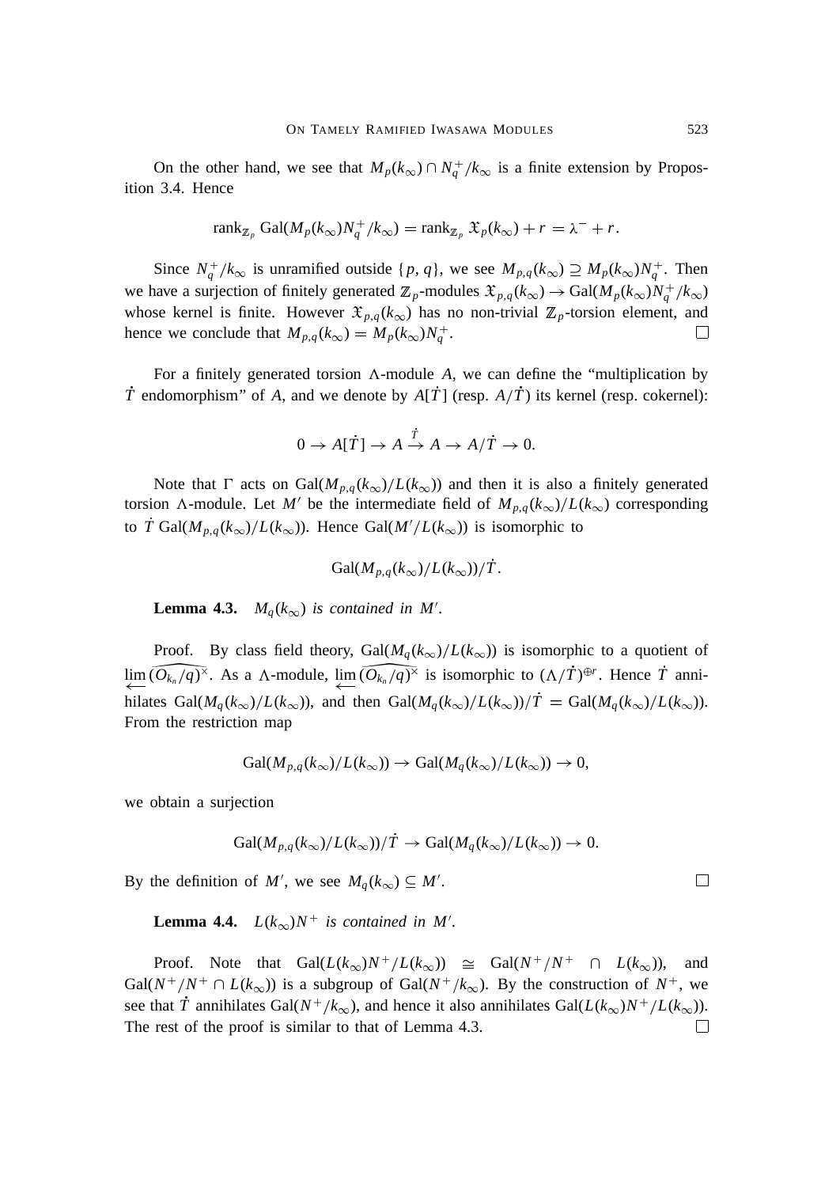On the other hand, we see that $M_p(k_\infty) \cap N_q^+/k_\infty$ is a finite extension by Proposition 3.4. Hence

$$\mathrm{rank}_{\mathbb{Z}_p} \mathrm{Gal}(M_p(k_\infty)N_q^+/k_\infty) = \mathrm{rank}_{\mathbb{Z}_p} \mathfrak{X}_p(k_\infty) + r = \lambda^- + r.$$

Since $N_q^+/k_\infty$ is unramified outside $\{p, q\}$, we see $M_{p,q}(k_\infty) \supseteq M_p(k_\infty)N_q^+$. Then we have a surjection of finitely generated $\mathbb{Z}_p$-modules $\mathfrak{X}_{p,q}(k_\infty) \to \mathrm{Gal}(M_p(k_\infty)N_q^+/k_\infty)$ whose kernel is finite. However $\mathfrak{X}_{p,q}(k_\infty)$ has no non-trivial $\mathbb{Z}_p$-torsion element, and hence we conclude that $M_{p,q}(k_\infty) = M_p(k_\infty)N_q^+$. □

For a finitely generated torsion $\Lambda$-module $A$, we can define the "multiplication by $\dot{T}$ endomorphism" of $A$, and we denote by $A[\dot{T}]$ (resp. $A/\dot{T}$) its kernel (resp. cokernel):

$$0 \to A[\dot{T}] \to A \xrightarrow{\dot{T}} A \to A/\dot{T} \to 0.$$

Note that $\Gamma$ acts on $\mathrm{Gal}(M_{p,q}(k_\infty)/L(k_\infty))$ and then it is also a finitely generated torsion $\Lambda$-module. Let $M'$ be the intermediate field of $M_{p,q}(k_\infty)/L(k_\infty)$ corresponding to $\dot{T}\,\mathrm{Gal}(M_{p,q}(k_\infty)/L(k_\infty))$. Hence $\mathrm{Gal}(M'/L(k_\infty))$ is isomorphic to

$$\mathrm{Gal}(M_{p,q}(k_\infty)/L(k_\infty))/\dot{T}.$$

**Lemma 4.3.** *$M_q(k_\infty)$ is contained in $M'$.*

Proof. By class field theory, $\mathrm{Gal}(M_q(k_\infty)/L(k_\infty))$ is isomorphic to a quotient of $\varprojlim \widehat{(O_{k_n}/q)^\times}$. As a $\Lambda$-module, $\varprojlim \widehat{(O_{k_n}/q)^\times}$ is isomorphic to $(\Lambda/\dot{T})^{\oplus r}$. Hence $\dot{T}$ annihilates $\mathrm{Gal}(M_q(k_\infty)/L(k_\infty))$, and then $\mathrm{Gal}(M_q(k_\infty)/L(k_\infty))/\dot{T} = \mathrm{Gal}(M_q(k_\infty)/L(k_\infty))$. From the restriction map

$$\mathrm{Gal}(M_{p,q}(k_\infty)/L(k_\infty)) \to \mathrm{Gal}(M_q(k_\infty)/L(k_\infty)) \to 0,$$

we obtain a surjection

$$\mathrm{Gal}(M_{p,q}(k_\infty)/L(k_\infty))/\dot{T} \to \mathrm{Gal}(M_q(k_\infty)/L(k_\infty)) \to 0.$$

By the definition of $M'$, we see $M_q(k_\infty) \subseteq M'$. □

**Lemma 4.4.** *$L(k_\infty)N^+$ is contained in $M'$.*

Proof. Note that $\mathrm{Gal}(L(k_\infty)N^+/L(k_\infty)) \cong \mathrm{Gal}(N^+/N^+ \cap L(k_\infty))$, and $\mathrm{Gal}(N^+/N^+ \cap L(k_\infty))$ is a subgroup of $\mathrm{Gal}(N^+/k_\infty)$. By the construction of $N^+$, we see that $\dot{T}$ annihilates $\mathrm{Gal}(N^+/k_\infty)$, and hence it also annihilates $\mathrm{Gal}(L(k_\infty)N^+/L(k_\infty))$. The rest of the proof is similar to that of Lemma 4.3. □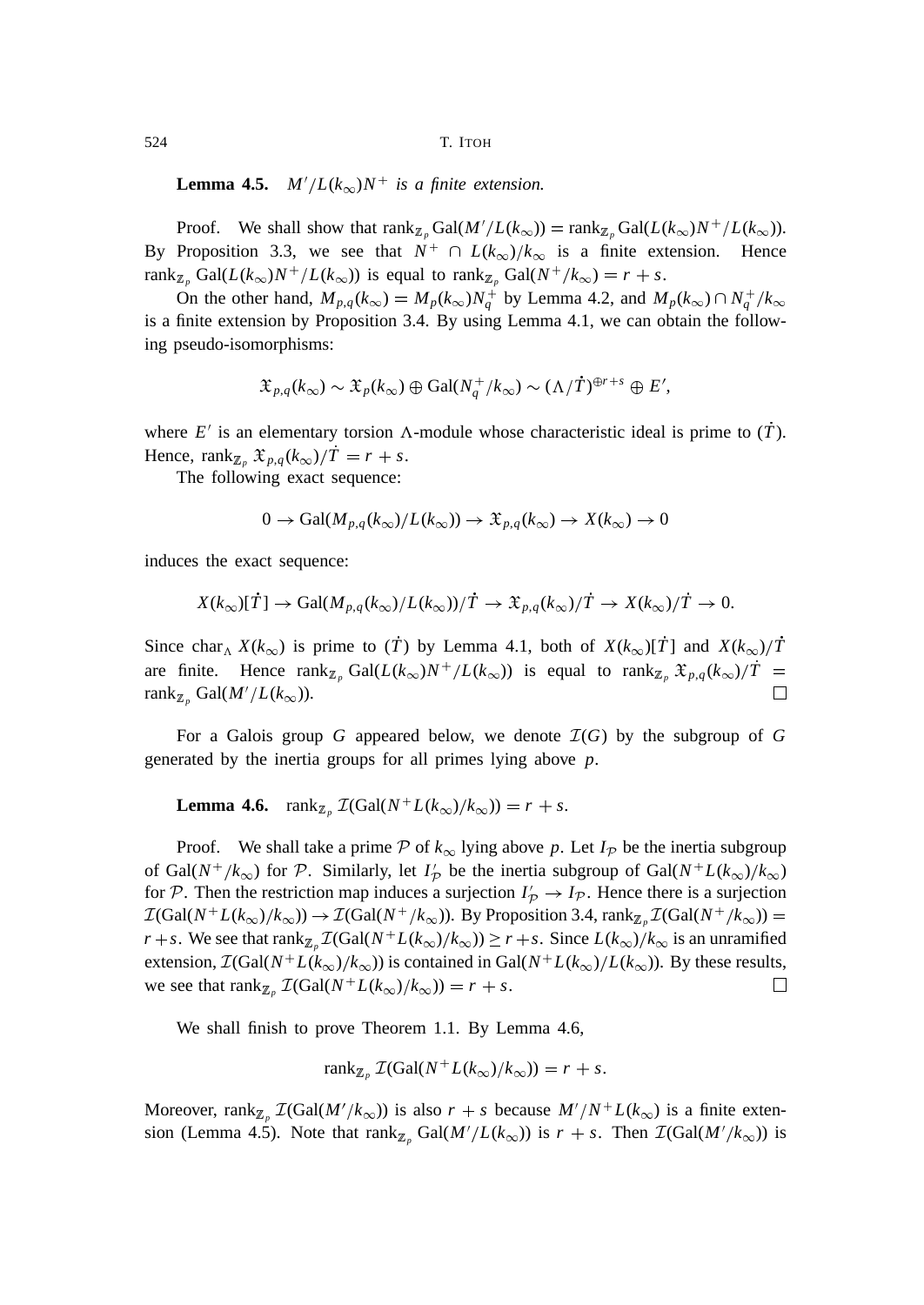**Lemma 4.5.** *$M'/L(k_\infty)N^+$ is a finite extension.*

Proof. We shall show that $\mathrm{rank}_{\mathbb{Z}_p}\mathrm{Gal}(M'/L(k_\infty)) = \mathrm{rank}_{\mathbb{Z}_p}\mathrm{Gal}(L(k_\infty)N^+/L(k_\infty))$. By Proposition 3.3, we see that $N^+ \cap L(k_\infty)/k_\infty$ is a finite extension. Hence $\mathrm{rank}_{\mathbb{Z}_p}\mathrm{Gal}(L(k_\infty)N^+/L(k_\infty))$ is equal to $\mathrm{rank}_{\mathbb{Z}_p}\mathrm{Gal}(N^+/k_\infty) = r + s$.

On the other hand, $M_{p,q}(k_\infty) = M_p(k_\infty)N_q^+$ by Lemma 4.2, and $M_p(k_\infty) \cap N_q^+/k_\infty$ is a finite extension by Proposition 3.4. By using Lemma 4.1, we can obtain the following pseudo-isomorphisms:

$$\mathfrak{X}_{p,q}(k_\infty) \sim \mathfrak{X}_p(k_\infty) \oplus \mathrm{Gal}(N_q^+/k_\infty) \sim (\Lambda/\dot{T})^{\oplus r+s} \oplus E',$$

where $E'$ is an elementary torsion $\Lambda$-module whose characteristic ideal is prime to $(\dot{T})$. Hence, $\mathrm{rank}_{\mathbb{Z}_p}\mathfrak{X}_{p,q}(k_\infty)/\dot{T} = r + s$.

The following exact sequence:

$$0 \to \mathrm{Gal}(M_{p,q}(k_\infty)/L(k_\infty)) \to \mathfrak{X}_{p,q}(k_\infty) \to X(k_\infty) \to 0$$

induces the exact sequence:

$$X(k_\infty)[\dot{T}] \to \mathrm{Gal}(M_{p,q}(k_\infty)/L(k_\infty))/\dot{T} \to \mathfrak{X}_{p,q}(k_\infty)/\dot{T} \to X(k_\infty)/\dot{T} \to 0.$$

Since $\mathrm{char}_\Lambda X(k_\infty)$ is prime to $(\dot{T})$ by Lemma 4.1, both of $X(k_\infty)[\dot{T}]$ and $X(k_\infty)/\dot{T}$ are finite. Hence $\mathrm{rank}_{\mathbb{Z}_p}\mathrm{Gal}(L(k_\infty)N^+/L(k_\infty))$ is equal to $\mathrm{rank}_{\mathbb{Z}_p}\mathfrak{X}_{p,q}(k_\infty)/\dot{T} = \mathrm{rank}_{\mathbb{Z}_p}\mathrm{Gal}(M'/L(k_\infty))$. □

For a Galois group $G$ appeared below, we denote $\mathcal{I}(G)$ by the subgroup of $G$ generated by the inertia groups for all primes lying above $p$.

**Lemma 4.6.** $\mathrm{rank}_{\mathbb{Z}_p}\mathcal{I}(\mathrm{Gal}(N^+L(k_\infty)/k_\infty)) = r + s$.

Proof. We shall take a prime $\mathcal{P}$ of $k_\infty$ lying above $p$. Let $I_\mathcal{P}$ be the inertia subgroup of $\mathrm{Gal}(N^+/k_\infty)$ for $\mathcal{P}$. Similarly, let $I'_\mathcal{P}$ be the inertia subgroup of $\mathrm{Gal}(N^+L(k_\infty)/k_\infty)$ for $\mathcal{P}$. Then the restriction map induces a surjection $I'_\mathcal{P} \to I_\mathcal{P}$. Hence there is a surjection $\mathcal{I}(\mathrm{Gal}(N^+L(k_\infty)/k_\infty)) \to \mathcal{I}(\mathrm{Gal}(N^+/k_\infty))$. By Proposition 3.4, $\mathrm{rank}_{\mathbb{Z}_p}\mathcal{I}(\mathrm{Gal}(N^+/k_\infty)) = r+s$. We see that $\mathrm{rank}_{\mathbb{Z}_p}\mathcal{I}(\mathrm{Gal}(N^+L(k_\infty)/k_\infty)) \geq r+s$. Since $L(k_\infty)/k_\infty$ is an unramified extension, $\mathcal{I}(\mathrm{Gal}(N^+L(k_\infty)/k_\infty))$ is contained in $\mathrm{Gal}(N^+L(k_\infty)/L(k_\infty))$. By these results, we see that $\mathrm{rank}_{\mathbb{Z}_p}\mathcal{I}(\mathrm{Gal}(N^+L(k_\infty)/k_\infty)) = r + s$. □

We shall finish to prove Theorem 1.1. By Lemma 4.6,

$$\mathrm{rank}_{\mathbb{Z}_p}\mathcal{I}(\mathrm{Gal}(N^+L(k_\infty)/k_\infty)) = r + s.$$

Moreover, $\mathrm{rank}_{\mathbb{Z}_p}\mathcal{I}(\mathrm{Gal}(M'/k_\infty))$ is also $r + s$ because $M'/N^+L(k_\infty)$ is a finite extension (Lemma 4.5). Note that $\mathrm{rank}_{\mathbb{Z}_p}\mathrm{Gal}(M'/L(k_\infty))$ is $r + s$. Then $\mathcal{I}(\mathrm{Gal}(M'/k_\infty))$ is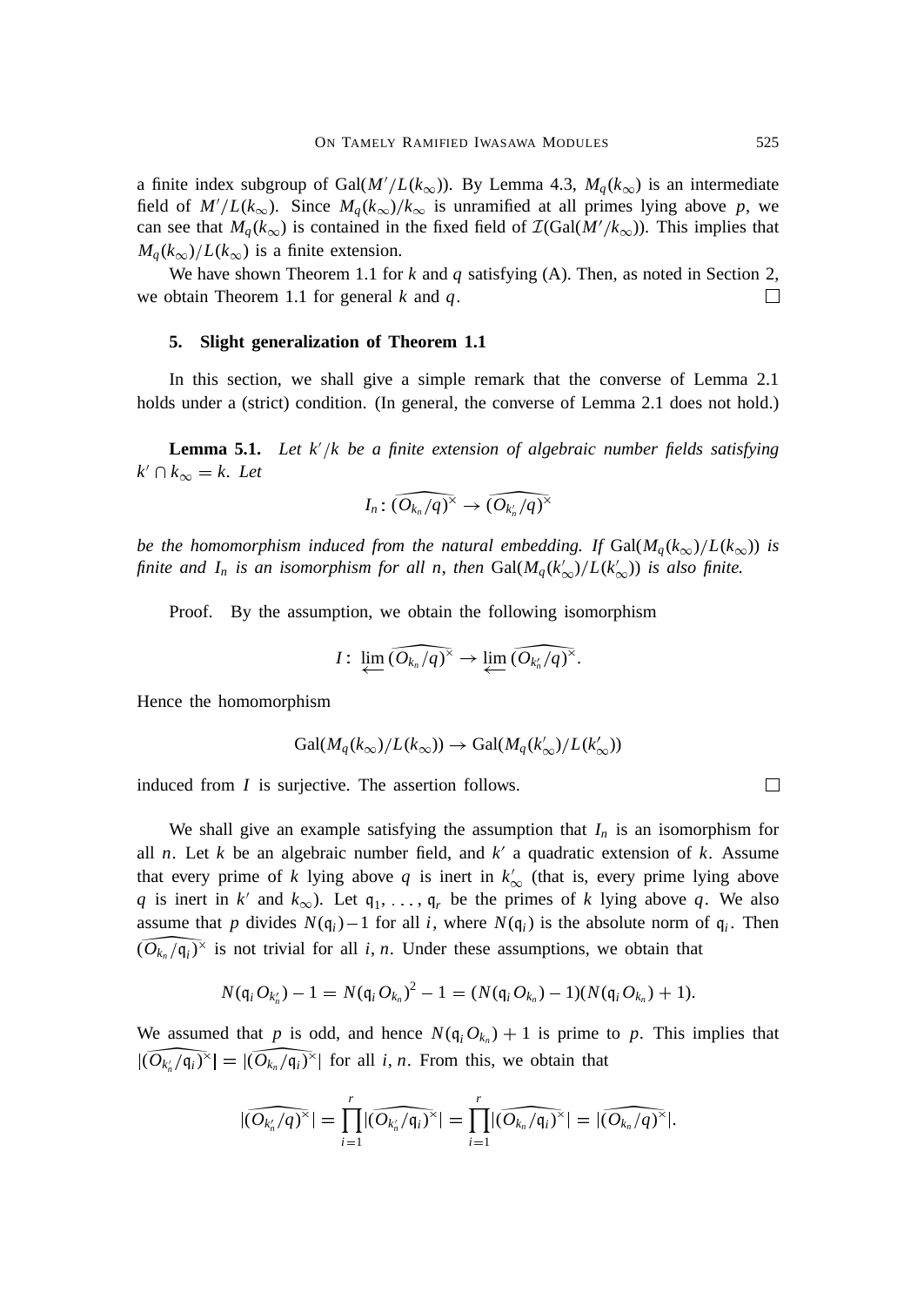a finite index subgroup of $\mathrm{Gal}(M'/L(k_\infty))$. By Lemma 4.3, $M_q(k_\infty)$ is an intermediate field of $M'/L(k_\infty)$. Since $M_q(k_\infty)/k_\infty$ is unramified at all primes lying above $p$, we can see that $M_q(k_\infty)$ is contained in the fixed field of $\mathcal{I}(\mathrm{Gal}(M'/k_\infty))$. This implies that $M_q(k_\infty)/L(k_\infty)$ is a finite extension.

We have shown Theorem 1.1 for $k$ and $q$ satisfying (A). Then, as noted in Section 2, we obtain Theorem 1.1 for general $k$ and $q$. □

## 5. Slight generalization of Theorem 1.1

In this section, we shall give a simple remark that the converse of Lemma 2.1 holds under a (strict) condition. (In general, the converse of Lemma 2.1 does not hold.)

**Lemma 5.1.** *Let $k'/k$ be a finite extension of algebraic number fields satisfying $k' \cap k_\infty = k$. Let*

$$I_n \colon \widehat{(O_{k_n}/q)^\times} \to \widehat{(O_{k'_n}/q)^\times}$$

*be the homomorphism induced from the natural embedding. If $\mathrm{Gal}(M_q(k_\infty)/L(k_\infty))$ is finite and $I_n$ is an isomorphism for all $n$, then $\mathrm{Gal}(M_q(k'_\infty)/L(k'_\infty))$ is also finite.*

Proof. By the assumption, we obtain the following isomorphism

$$I \colon \varprojlim \widehat{(O_{k_n}/q)^\times} \to \varprojlim \widehat{(O_{k'_n}/q)^\times}.$$

Hence the homomorphism

$$\mathrm{Gal}(M_q(k_\infty)/L(k_\infty)) \to \mathrm{Gal}(M_q(k'_\infty)/L(k'_\infty))$$

induced from $I$ is surjective. The assertion follows. □

We shall give an example satisfying the assumption that $I_n$ is an isomorphism for all $n$. Let $k$ be an algebraic number field, and $k'$ a quadratic extension of $k$. Assume that every prime of $k$ lying above $q$ is inert in $k'_\infty$ (that is, every prime lying above $q$ is inert in $k'$ and $k_\infty$). Let $\mathfrak{q}_1, \dots, \mathfrak{q}_r$ be the primes of $k$ lying above $q$. We also assume that $p$ divides $N(\mathfrak{q}_i) - 1$ for all $i$, where $N(\mathfrak{q}_i)$ is the absolute norm of $\mathfrak{q}_i$. Then $\widehat{(O_{k_n}/\mathfrak{q}_i)^\times}$ is not trivial for all $i, n$. Under these assumptions, we obtain that

$$N(\mathfrak{q}_i O_{k'_n}) - 1 = N(\mathfrak{q}_i O_{k_n})^2 - 1 = (N(\mathfrak{q}_i O_{k_n}) - 1)(N(\mathfrak{q}_i O_{k_n}) + 1).$$

We assumed that $p$ is odd, and hence $N(\mathfrak{q}_i O_{k_n}) + 1$ is prime to $p$. This implies that $|\widehat{(O_{k'_n}/\mathfrak{q}_i)^\times}| = |\widehat{(O_{k_n}/\mathfrak{q}_i)^\times}|$ for all $i, n$. From this, we obtain that

$$|\widehat{(O_{k'_n}/q)^\times}| = \prod_{i=1}^{r} |\widehat{(O_{k'_n}/\mathfrak{q}_i)^\times}| = \prod_{i=1}^{r} |\widehat{(O_{k_n}/\mathfrak{q}_i)^\times}| = |\widehat{(O_{k_n}/q)^\times}|.$$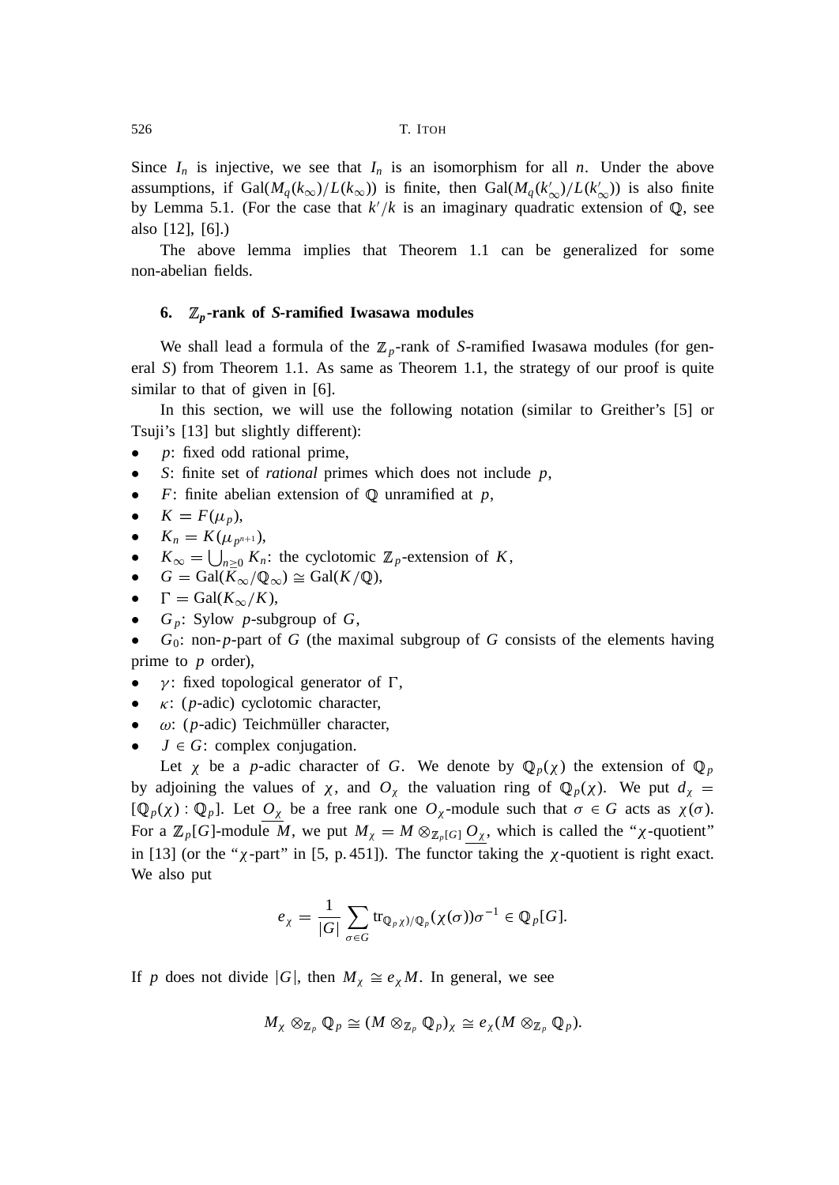Since $I_n$ is injective, we see that $I_n$ is an isomorphism for all $n$. Under the above assumptions, if $\mathrm{Gal}(M_q(k_\infty)/L(k_\infty))$ is finite, then $\mathrm{Gal}(M_q(k'_\infty)/L(k'_\infty))$ is also finite by Lemma 5.1. (For the case that $k'/k$ is an imaginary quadratic extension of $\mathbb{Q}$, see also [12], [6].)

The above lemma implies that Theorem 1.1 can be generalized for some non-abelian fields.

## 6. $\mathbb{Z}_p$-rank of $S$-ramified Iwasawa modules

We shall lead a formula of the $\mathbb{Z}_p$-rank of $S$-ramified Iwasawa modules (for general $S$) from Theorem 1.1. As same as Theorem 1.1, the strategy of our proof is quite similar to that of given in [6].

In this section, we will use the following notation (similar to Greither's [5] or Tsuji's [13] but slightly different):

- $p$: fixed odd rational prime,
- $S$: finite set of *rational* primes which does not include $p$,
- $F$: finite abelian extension of $\mathbb{Q}$ unramified at $p$,
- $K = F(\mu_p)$,
- $K_n = K(\mu_{p^{n+1}})$,
- $K_\infty = \bigcup_{n\geq 0} K_n$: the cyclotomic $\mathbb{Z}_p$-extension of $K$,
- $G = \mathrm{Gal}(K_\infty/\mathbb{Q}_\infty) \cong \mathrm{Gal}(K/\mathbb{Q})$,
- $\Gamma = \mathrm{Gal}(K_\infty/K)$,
- $G_p$: Sylow $p$-subgroup of $G$,
- $G_0$: non-$p$-part of $G$ (the maximal subgroup of $G$ consists of the elements having prime to $p$ order),
- $\gamma$: fixed topological generator of $\Gamma$,
- $\kappa$: ($p$-adic) cyclotomic character,
- $\omega$: ($p$-adic) Teichmüller character,
- $J \in G$: complex conjugation.

Let $\chi$ be a $p$-adic character of $G$. We denote by $\mathbb{Q}_p(\chi)$ the extension of $\mathbb{Q}_p$ by adjoining the values of $\chi$, and $O_\chi$ the valuation ring of $\mathbb{Q}_p(\chi)$. We put $d_\chi = [\mathbb{Q}_p(\chi) : \mathbb{Q}_p]$. Let $\underline{O_\chi}$ be a free rank one $O_\chi$-module such that $\sigma \in G$ acts as $\chi(\sigma)$. For a $\mathbb{Z}_p[G]$-module $M$, we put $M_\chi = M \otimes_{\mathbb{Z}_p[G]} \underline{O_\chi}$, which is called the "$\chi$-quotient" in [13] (or the "$\chi$-part" in [5, p. 451]). The functor taking the $\chi$-quotient is right exact. We also put

$$e_\chi = \frac{1}{|G|}\sum_{\sigma\in G} \mathrm{tr}_{\mathbb{Q}_p(\chi)/\mathbb{Q}_p}(\chi(\sigma))\sigma^{-1} \in \mathbb{Q}_p[G].$$

If $p$ does not divide $|G|$, then $M_\chi \cong e_\chi M$. In general, we see

$$M_\chi \otimes_{\mathbb{Z}_p} \mathbb{Q}_p \cong (M \otimes_{\mathbb{Z}_p} \mathbb{Q}_p)_\chi \cong e_\chi(M \otimes_{\mathbb{Z}_p} \mathbb{Q}_p).$$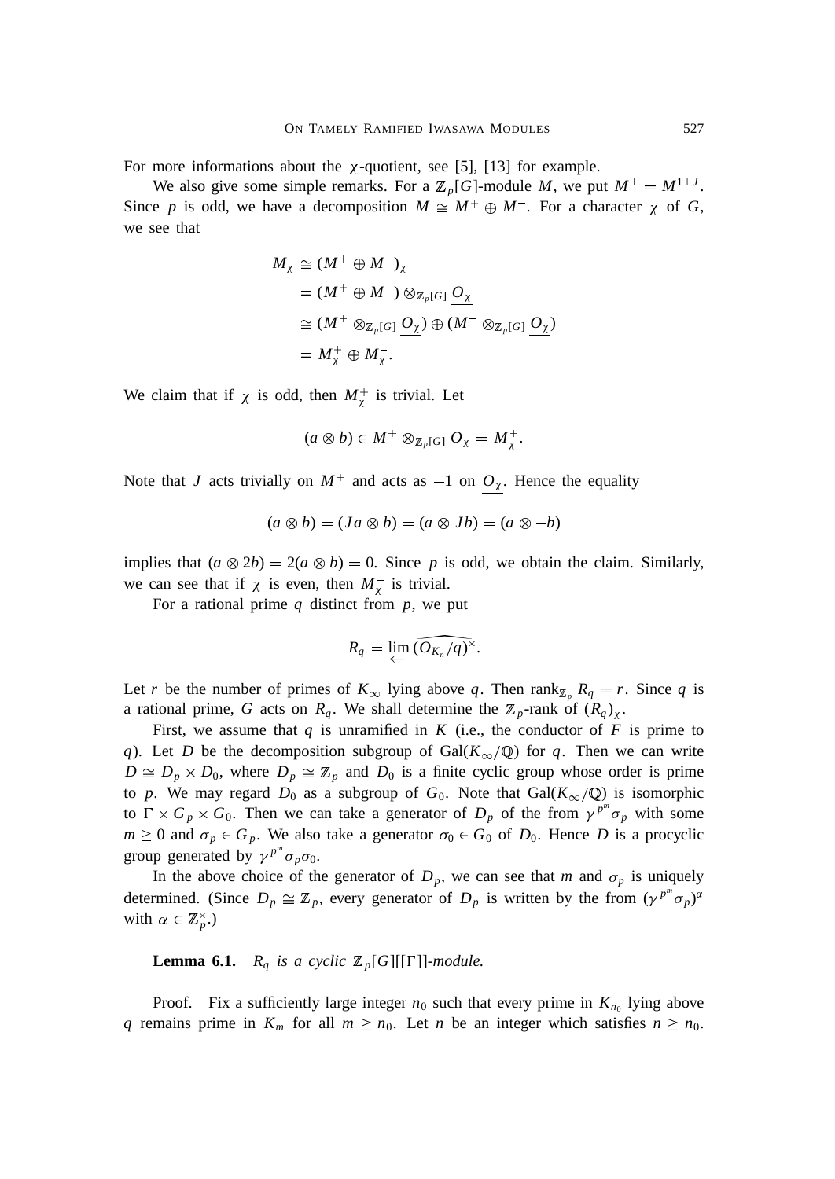For more informations about the $\chi$-quotient, see [5], [13] for example.

We also give some simple remarks. For a $\mathbb{Z}_p[G]$-module $M$, we put $M^{\pm} = M^{1 \pm J}$. Since $p$ is odd, we have a decomposition $M \cong M^+ \oplus M^-$. For a character $\chi$ of $G$, we see that

$$\begin{aligned} M_\chi &\cong (M^+ \oplus M^-)_\chi \\ &= (M^+ \oplus M^-) \otimes_{\mathbb{Z}_p[G]} \underline{O_\chi} \\ &\cong (M^+ \otimes_{\mathbb{Z}_p[G]} \underline{O_\chi}) \oplus (M^- \otimes_{\mathbb{Z}_p[G]} \underline{O_\chi}) \\ &= M_\chi^+ \oplus M_\chi^-. \end{aligned}$$

We claim that if $\chi$ is odd, then $M_\chi^+$ is trivial. Let

$$(a \otimes b) \in M^+ \otimes_{\mathbb{Z}_p[G]} \underline{O_\chi} = M_\chi^+.$$

Note that $J$ acts trivially on $M^+$ and acts as $-1$ on $\underline{O_\chi}$. Hence the equality

$$(a \otimes b) = (Ja \otimes b) = (a \otimes Jb) = (a \otimes -b)$$

implies that $(a \otimes 2b) = 2(a \otimes b) = 0$. Since $p$ is odd, we obtain the claim. Similarly, we can see that if $\chi$ is even, then $M_\chi^-$ is trivial.

For a rational prime $q$ distinct from $p$, we put

$$R_q = \varprojlim \widehat{(O_{K_n}/q)^\times}.$$

Let $r$ be the number of primes of $K_\infty$ lying above $q$. Then $\operatorname{rank}_{\mathbb{Z}_p} R_q = r$. Since $q$ is a rational prime, $G$ acts on $R_q$. We shall determine the $\mathbb{Z}_p$-rank of $(R_q)_\chi$.

First, we assume that $q$ is unramified in $K$ (i.e., the conductor of $F$ is prime to $q$). Let $D$ be the decomposition subgroup of $\mathrm{Gal}(K_\infty/\mathbb{Q})$ for $q$. Then we can write $D \cong D_p \times D_0$, where $D_p \cong \mathbb{Z}_p$ and $D_0$ is a finite cyclic group whose order is prime to $p$. We may regard $D_0$ as a subgroup of $G_0$. Note that $\mathrm{Gal}(K_\infty/\mathbb{Q})$ is isomorphic to $\Gamma \times G_p \times G_0$. Then we can take a generator of $D_p$ of the from $\gamma^{p^m}\sigma_p$ with some $m \geq 0$ and $\sigma_p \in G_p$. We also take a generator $\sigma_0 \in G_0$ of $D_0$. Hence $D$ is a procyclic group generated by $\gamma^{p^m}\sigma_p\sigma_0$.

In the above choice of the generator of $D_p$, we can see that $m$ and $\sigma_p$ is uniquely determined. (Since $D_p \cong \mathbb{Z}_p$, every generator of $D_p$ is written by the from $(\gamma^{p^m}\sigma_p)^\alpha$ with $\alpha \in \mathbb{Z}_p^\times$.)

**Lemma 6.1.** *$R_q$ is a cyclic $\mathbb{Z}_p[G][[\Gamma]]$-module.*

Proof. Fix a sufficiently large integer $n_0$ such that every prime in $K_{n_0}$ lying above $q$ remains prime in $K_m$ for all $m \geq n_0$. Let $n$ be an integer which satisfies $n \geq n_0$.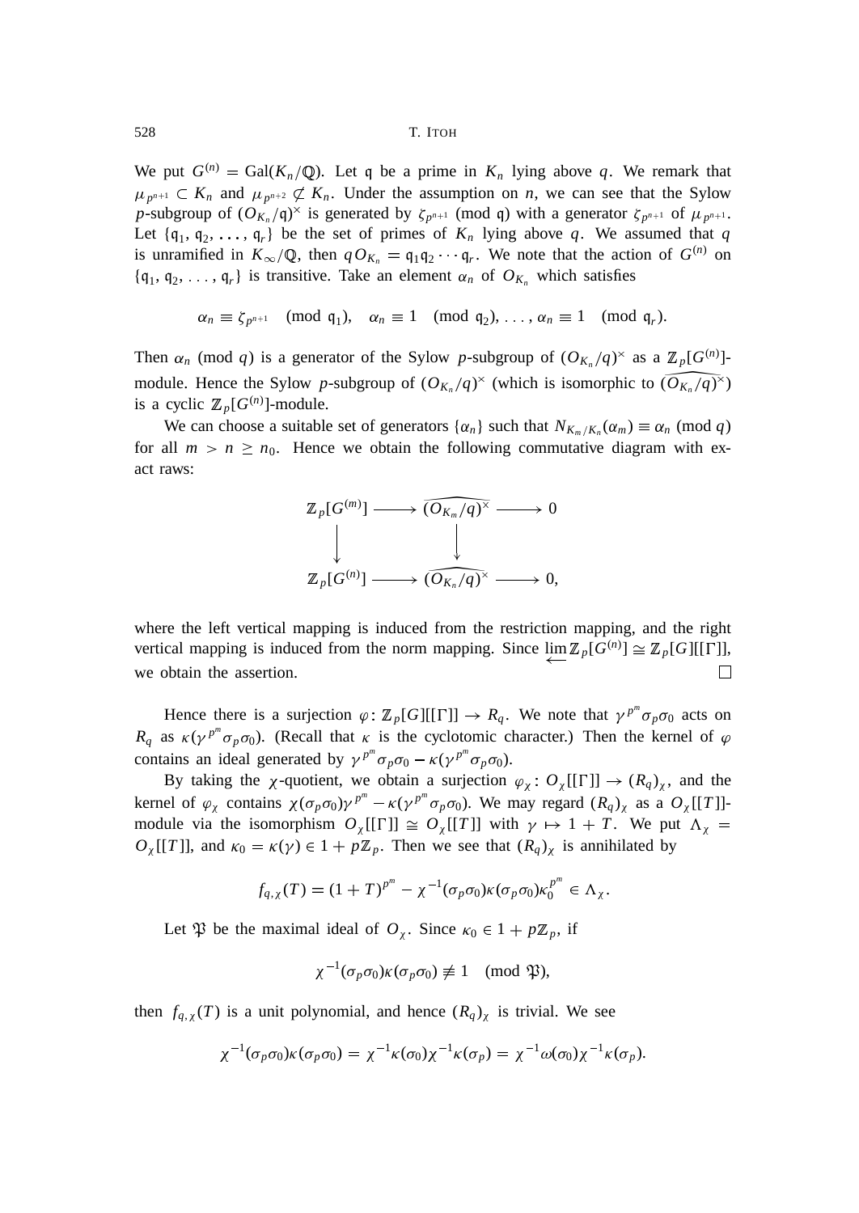We put $G^{(n)} = \mathrm{Gal}(K_n/\mathbb{Q})$. Let $\mathfrak{q}$ be a prime in $K_n$ lying above $q$. We remark that $\mu_{p^{n+1}} \subset K_n$ and $\mu_{p^{n+2}} \not\subset K_n$. Under the assumption on $n$, we can see that the Sylow $p$-subgroup of $(O_{K_n}/\mathfrak{q})^\times$ is generated by $\zeta_{p^{n+1}} \pmod{\mathfrak{q}}$ with a generator $\zeta_{p^{n+1}}$ of $\mu_{p^{n+1}}$. Let $\{\mathfrak{q}_1, \mathfrak{q}_2, \ldots, \mathfrak{q}_r\}$ be the set of primes of $K_n$ lying above $q$. We assumed that $q$ is unramified in $K_\infty/\mathbb{Q}$, then $qO_{K_n} = \mathfrak{q}_1\mathfrak{q}_2 \cdots \mathfrak{q}_r$. We note that the action of $G^{(n)}$ on $\{\mathfrak{q}_1, \mathfrak{q}_2, \ldots, \mathfrak{q}_r\}$ is transitive. Take an element $\alpha_n$ of $O_{K_n}$ which satisfies

$$\alpha_n \equiv \zeta_{p^{n+1}} \pmod{\mathfrak{q}_1}, \quad \alpha_n \equiv 1 \pmod{\mathfrak{q}_2}, \ldots, \alpha_n \equiv 1 \pmod{\mathfrak{q}_r}.$$

Then $\alpha_n \pmod{q}$ is a generator of the Sylow $p$-subgroup of $(O_{K_n}/q)^\times$ as a $\mathbb{Z}_p[G^{(n)}]$-module. Hence the Sylow $p$-subgroup of $(O_{K_n}/q)^\times$ (which is isomorphic to $\widehat{(O_{K_n}/q)^\times}$) is a cyclic $\mathbb{Z}_p[G^{(n)}]$-module.

We can choose a suitable set of generators $\{\alpha_n\}$ such that $N_{K_m/K_n}(\alpha_m) \equiv \alpha_n \pmod{q}$ for all $m > n \geq n_0$. Hence we obtain the following commutative diagram with exact raws:

$$\begin{array}{ccccc}
\mathbb{Z}_p[G^{(m)}] & \longrightarrow & \widehat{(O_{K_m}/q)^\times} & \longrightarrow & 0 \\
\downarrow & & \downarrow & & \\
\mathbb{Z}_p[G^{(n)}] & \longrightarrow & \widehat{(O_{K_n}/q)^\times} & \longrightarrow & 0,
\end{array}$$

where the left vertical mapping is induced from the restriction mapping, and the right vertical mapping is induced from the norm mapping. Since $\varprojlim \mathbb{Z}_p[G^{(n)}] \cong \mathbb{Z}_p[G][[\Gamma]]$, we obtain the assertion. $\square$

Hence there is a surjection $\varphi\colon \mathbb{Z}_p[G][[\Gamma]] \to R_q$. We note that $\gamma^{p^m}\sigma_p\sigma_0$ acts on $R_q$ as $\kappa(\gamma^{p^m}\sigma_p\sigma_0)$. (Recall that $\kappa$ is the cyclotomic character.) Then the kernel of $\varphi$ contains an ideal generated by $\gamma^{p^m}\sigma_p\sigma_0 - \kappa(\gamma^{p^m}\sigma_p\sigma_0)$.

By taking the $\chi$-quotient, we obtain a surjection $\varphi_\chi\colon O_\chi[[\Gamma]] \to (R_q)_\chi$, and the kernel of $\varphi_\chi$ contains $\chi(\sigma_p\sigma_0)\gamma^{p^m} - \kappa(\gamma^{p^m}\sigma_p\sigma_0)$. We may regard $(R_q)_\chi$ as a $O_\chi[[T]]$-module via the isomorphism $O_\chi[[\Gamma]] \cong O_\chi[[T]]$ with $\gamma \mapsto 1 + T$. We put $\Lambda_\chi = O_\chi[[T]]$, and $\kappa_0 = \kappa(\gamma) \in 1 + p\mathbb{Z}_p$. Then we see that $(R_q)_\chi$ is annihilated by

$$f_{q,\chi}(T) = (1 + T)^{p^m} - \chi^{-1}(\sigma_p\sigma_0)\kappa(\sigma_p\sigma_0)\kappa_0^{p^m} \in \Lambda_\chi.$$

Let $\mathfrak{P}$ be the maximal ideal of $O_\chi$. Since $\kappa_0 \in 1 + p\mathbb{Z}_p$, if

$$\chi^{-1}(\sigma_p\sigma_0)\kappa(\sigma_p\sigma_0) \not\equiv 1 \pmod{\mathfrak{P}},$$

then $f_{q,\chi}(T)$ is a unit polynomial, and hence $(R_q)_\chi$ is trivial. We see

$$\chi^{-1}(\sigma_p\sigma_0)\kappa(\sigma_p\sigma_0) = \chi^{-1}\kappa(\sigma_0)\chi^{-1}\kappa(\sigma_p) = \chi^{-1}\omega(\sigma_0)\chi^{-1}\kappa(\sigma_p).$$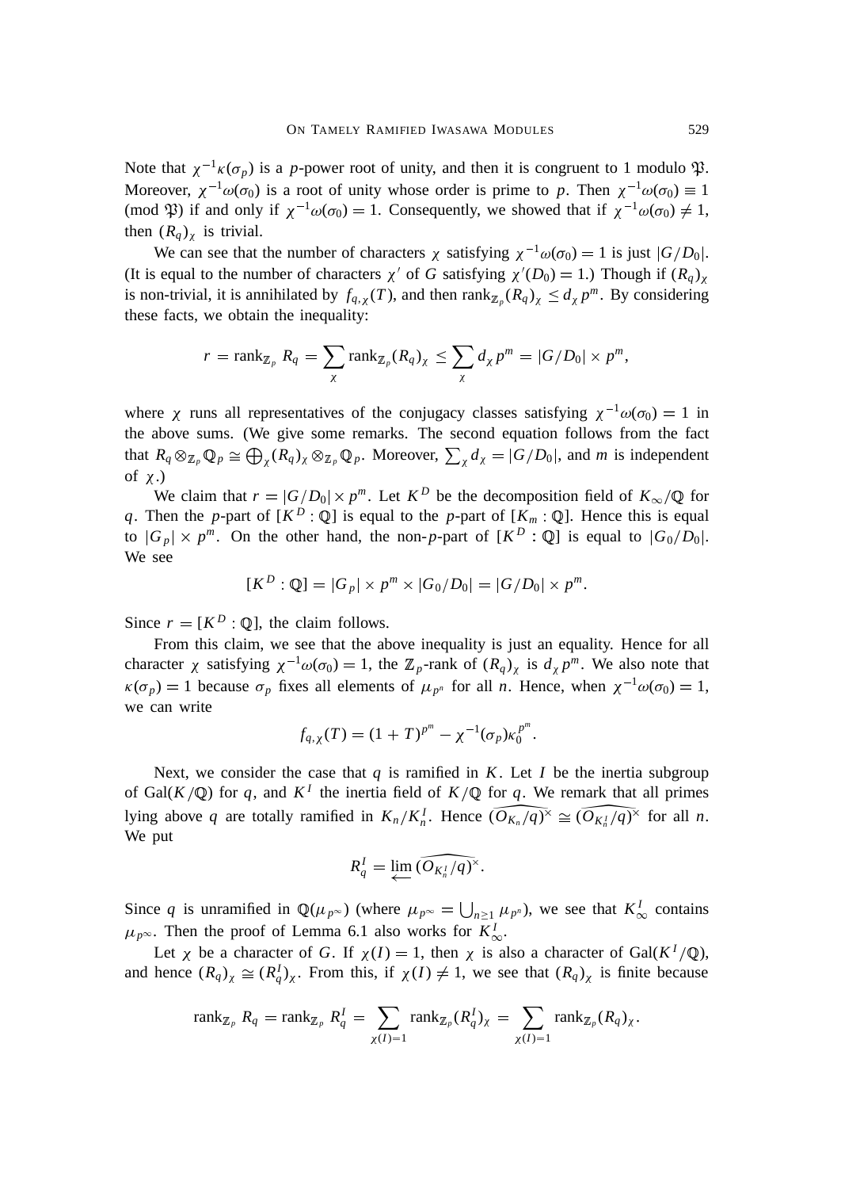Note that $\chi^{-1}\kappa(\sigma_p)$ is a $p$-power root of unity, and then it is congruent to 1 modulo $\mathfrak{P}$. Moreover, $\chi^{-1}\omega(\sigma_0)$ is a root of unity whose order is prime to $p$. Then $\chi^{-1}\omega(\sigma_0) \equiv 1 \pmod{\mathfrak{P}}$ if and only if $\chi^{-1}\omega(\sigma_0) = 1$. Consequently, we showed that if $\chi^{-1}\omega(\sigma_0) \neq 1$, then $(R_q)_\chi$ is trivial.

We can see that the number of characters $\chi$ satisfying $\chi^{-1}\omega(\sigma_0) = 1$ is just $|G/D_0|$. (It is equal to the number of characters $\chi'$ of $G$ satisfying $\chi'(D_0) = 1$.) Though if $(R_q)_\chi$ is non-trivial, it is annihilated by $f_{q,\chi}(T)$, and then $\mathrm{rank}_{\mathbb{Z}_p}(R_q)_\chi \leq d_\chi p^m$. By considering these facts, we obtain the inequality:

$$r = \mathrm{rank}_{\mathbb{Z}_p} R_q = \sum_\chi \mathrm{rank}_{\mathbb{Z}_p}(R_q)_\chi \leq \sum_\chi d_\chi p^m = |G/D_0| \times p^m,$$

where $\chi$ runs all representatives of the conjugacy classes satisfying $\chi^{-1}\omega(\sigma_0) = 1$ in the above sums. (We give some remarks. The second equation follows from the fact that $R_q \otimes_{\mathbb{Z}_p} \mathbb{Q}_p \cong \bigoplus_\chi (R_q)_\chi \otimes_{\mathbb{Z}_p} \mathbb{Q}_p$. Moreover, $\sum_\chi d_\chi = |G/D_0|$, and $m$ is independent of $\chi$.)

We claim that $r = |G/D_0| \times p^m$. Let $K^D$ be the decomposition field of $K_\infty/\mathbb{Q}$ for $q$. Then the $p$-part of $[K^D : \mathbb{Q}]$ is equal to the $p$-part of $[K_m : \mathbb{Q}]$. Hence this is equal to $|G_p| \times p^m$. On the other hand, the non-$p$-part of $[K^D : \mathbb{Q}]$ is equal to $|G_0/D_0|$. We see

$$[K^D : \mathbb{Q}] = |G_p| \times p^m \times |G_0/D_0| = |G/D_0| \times p^m.$$

Since $r = [K^D : \mathbb{Q}]$, the claim follows.

From this claim, we see that the above inequality is just an equality. Hence for all character $\chi$ satisfying $\chi^{-1}\omega(\sigma_0) = 1$, the $\mathbb{Z}_p$-rank of $(R_q)_\chi$ is $d_\chi p^m$. We also note that $\kappa(\sigma_p) = 1$ because $\sigma_p$ fixes all elements of $\mu_{p^n}$ for all $n$. Hence, when $\chi^{-1}\omega(\sigma_0) = 1$, we can write

$$f_{q,\chi}(T) = (1+T)^{p^m} - \chi^{-1}(\sigma_p)\kappa_0^{p^m}.$$

Next, we consider the case that $q$ is ramified in $K$. Let $I$ be the inertia subgroup of $\mathrm{Gal}(K/\mathbb{Q})$ for $q$, and $K^I$ the inertia field of $K/\mathbb{Q}$ for $q$. We remark that all primes lying above $q$ are totally ramified in $K_n/K_n^I$. Hence $\widehat{(O_{K_n}/q)^\times} \cong \widehat{(O_{K_n^I}/q)^\times}$ for all $n$. We put

$$R_q^I = \varprojlim \widehat{(O_{K_n^I}/q)^\times}.$$

Since $q$ is unramified in $\mathbb{Q}(\mu_{p^\infty})$ (where $\mu_{p^\infty} = \bigcup_{n \geq 1} \mu_{p^n}$), we see that $K_\infty^I$ contains $\mu_{p^\infty}$. Then the proof of Lemma 6.1 also works for $K_\infty^I$.

Let $\chi$ be a character of $G$. If $\chi(I) = 1$, then $\chi$ is also a character of $\mathrm{Gal}(K^I/\mathbb{Q})$, and hence $(R_q)_\chi \cong (R_q^I)_\chi$. From this, if $\chi(I) \neq 1$, we see that $(R_q)_\chi$ is finite because

$$\mathrm{rank}_{\mathbb{Z}_p} R_q = \mathrm{rank}_{\mathbb{Z}_p} R_q^I = \sum_{\chi(I)=1} \mathrm{rank}_{\mathbb{Z}_p}(R_q^I)_\chi = \sum_{\chi(I)=1} \mathrm{rank}_{\mathbb{Z}_p}(R_q)_\chi.$$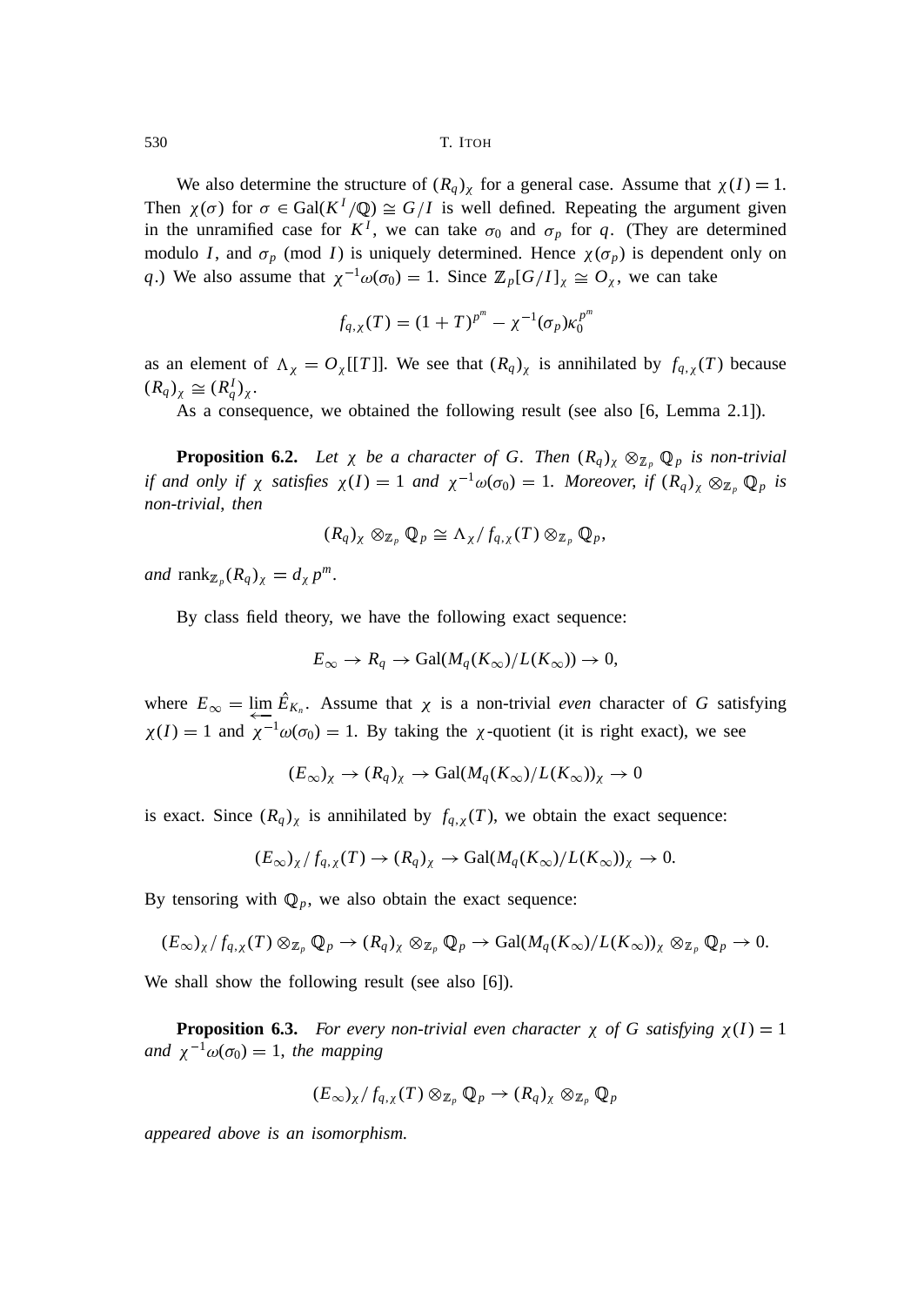We also determine the structure of $(R_q)_\chi$ for a general case. Assume that $\chi(I) = 1$. Then $\chi(\sigma)$ for $\sigma \in \mathrm{Gal}(K^I/\mathbb{Q}) \cong G/I$ is well defined. Repeating the argument given in the unramified case for $K^I$, we can take $\sigma_0$ and $\sigma_p$ for $q$. (They are determined modulo $I$, and $\sigma_p$ (mod $I$) is uniquely determined. Hence $\chi(\sigma_p)$ is dependent only on $q$.) We also assume that $\chi^{-1}\omega(\sigma_0) = 1$. Since $\mathbb{Z}_p[G/I]_\chi \cong O_\chi$, we can take

$$f_{q,\chi}(T) = (1+T)^{p^m} - \chi^{-1}(\sigma_p)\kappa_0^{p^m}$$

as an element of $\Lambda_\chi = O_\chi[[T]]$. We see that $(R_q)_\chi$ is annihilated by $f_{q,\chi}(T)$ because $(R_q)_\chi \cong (R_q^I)_\chi$.

As a consequence, we obtained the following result (see also [6, Lemma 2.1]).

**Proposition 6.2.** *Let $\chi$ be a character of $G$. Then $(R_q)_\chi \otimes_{\mathbb{Z}_p} \mathbb{Q}_p$ is non-trivial if and only if $\chi$ satisfies $\chi(I) = 1$ and $\chi^{-1}\omega(\sigma_0) = 1$. Moreover, if $(R_q)_\chi \otimes_{\mathbb{Z}_p} \mathbb{Q}_p$ is non-trivial, then*

$$(R_q)_\chi \otimes_{\mathbb{Z}_p} \mathbb{Q}_p \cong \Lambda_\chi / f_{q,\chi}(T) \otimes_{\mathbb{Z}_p} \mathbb{Q}_p,$$

*and* $\mathrm{rank}_{\mathbb{Z}_p}(R_q)_\chi = d_\chi p^m$.

By class field theory, we have the following exact sequence:

$$E_\infty \to R_q \to \mathrm{Gal}(M_q(K_\infty)/L(K_\infty)) \to 0,$$

where $E_\infty = \varprojlim \hat{E}_{K_n}$. Assume that $\chi$ is a non-trivial *even* character of $G$ satisfying $\chi(I) = 1$ and $\chi^{-1}\omega(\sigma_0) = 1$. By taking the $\chi$-quotient (it is right exact), we see

$$(E_\infty)_\chi \to (R_q)_\chi \to \mathrm{Gal}(M_q(K_\infty)/L(K_\infty))_\chi \to 0$$

is exact. Since $(R_q)_\chi$ is annihilated by $f_{q,\chi}(T)$, we obtain the exact sequence:

$$(E_\infty)_\chi / f_{q,\chi}(T) \to (R_q)_\chi \to \mathrm{Gal}(M_q(K_\infty)/L(K_\infty))_\chi \to 0.$$

By tensoring with $\mathbb{Q}_p$, we also obtain the exact sequence:

$$(E_\infty)_\chi / f_{q,\chi}(T) \otimes_{\mathbb{Z}_p} \mathbb{Q}_p \to (R_q)_\chi \otimes_{\mathbb{Z}_p} \mathbb{Q}_p \to \mathrm{Gal}(M_q(K_\infty)/L(K_\infty))_\chi \otimes_{\mathbb{Z}_p} \mathbb{Q}_p \to 0.$$

We shall show the following result (see also [6]).

**Proposition 6.3.** *For every non-trivial even character $\chi$ of $G$ satisfying $\chi(I) = 1$ and $\chi^{-1}\omega(\sigma_0) = 1$, the mapping*

$$(E_\infty)_\chi / f_{q,\chi}(T) \otimes_{\mathbb{Z}_p} \mathbb{Q}_p \to (R_q)_\chi \otimes_{\mathbb{Z}_p} \mathbb{Q}_p$$

*appeared above is an isomorphism.*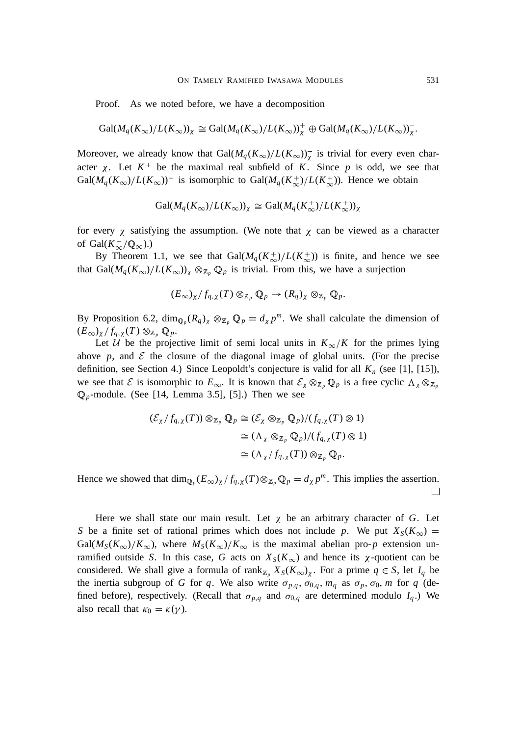Proof. As we noted before, we have a decomposition

$$\mathrm{Gal}(M_q(K_\infty)/L(K_\infty))_\chi \cong \mathrm{Gal}(M_q(K_\infty)/L(K_\infty))^+_\chi \oplus \mathrm{Gal}(M_q(K_\infty)/L(K_\infty))^-_\chi.$$

Moreover, we already know that $\mathrm{Gal}(M_q(K_\infty)/L(K_\infty))^-_\chi$ is trivial for every even character $\chi$. Let $K^+$ be the maximal real subfield of $K$. Since $p$ is odd, we see that $\mathrm{Gal}(M_q(K_\infty)/L(K_\infty))^+$ is isomorphic to $\mathrm{Gal}(M_q(K^+_\infty)/L(K^+_\infty))$. Hence we obtain

$$\mathrm{Gal}(M_q(K_\infty)/L(K_\infty))_\chi \cong \mathrm{Gal}(M_q(K^+_\infty)/L(K^+_\infty))_\chi$$

for every $\chi$ satisfying the assumption. (We note that $\chi$ can be viewed as a character of $\mathrm{Gal}(K^+_\infty/\mathbb{Q}_\infty)$.)

By Theorem 1.1, we see that $\mathrm{Gal}(M_q(K^+_\infty)/L(K^+_\infty))$ is finite, and hence we see that $\mathrm{Gal}(M_q(K_\infty)/L(K_\infty))_\chi \otimes_{\mathbb{Z}_p} \mathbb{Q}_p$ is trivial. From this, we have a surjection

$$(E_\infty)_\chi / f_{q,\chi}(T) \otimes_{\mathbb{Z}_p} \mathbb{Q}_p \to (R_q)_\chi \otimes_{\mathbb{Z}_p} \mathbb{Q}_p.$$

By Proposition 6.2, $\dim_{\mathbb{Q}_p}(R_q)_\chi \otimes_{\mathbb{Z}_p} \mathbb{Q}_p = d_\chi p^m$. We shall calculate the dimension of $(E_\infty)_\chi / f_{q,\chi}(T) \otimes_{\mathbb{Z}_p} \mathbb{Q}_p$.

Let $\mathcal{U}$ be the projective limit of semi local units in $K_\infty/K$ for the primes lying above $p$, and $\mathcal{E}$ the closure of the diagonal image of global units. (For the precise definition, see Section 4.) Since Leopoldt's conjecture is valid for all $K_n$ (see [1], [15]), we see that $\mathcal{E}$ is isomorphic to $E_\infty$. It is known that $\mathcal{E}_\chi \otimes_{\mathbb{Z}_p} \mathbb{Q}_p$ is a free cyclic $\Lambda_\chi \otimes_{\mathbb{Z}_p} \mathbb{Q}_p$-module. (See [14, Lemma 3.5], [5].) Then we see

$$\begin{aligned}(\mathcal{E}_\chi / f_{q,\chi}(T)) \otimes_{\mathbb{Z}_p} \mathbb{Q}_p &\cong (\mathcal{E}_\chi \otimes_{\mathbb{Z}_p} \mathbb{Q}_p)/(f_{q,\chi}(T) \otimes 1) \\ &\cong (\Lambda_\chi \otimes_{\mathbb{Z}_p} \mathbb{Q}_p)/(f_{q,\chi}(T) \otimes 1) \\ &\cong (\Lambda_\chi / f_{q,\chi}(T)) \otimes_{\mathbb{Z}_p} \mathbb{Q}_p.\end{aligned}$$

Hence we showed that $\dim_{\mathbb{Q}_p}(E_\infty)_\chi / f_{q,\chi}(T) \otimes_{\mathbb{Z}_p} \mathbb{Q}_p = d_\chi p^m$. This implies the assertion. □

Here we shall state our main result. Let $\chi$ be an arbitrary character of $G$. Let $S$ be a finite set of rational primes which does not include $p$. We put $X_S(K_\infty) = \mathrm{Gal}(M_S(K_\infty)/K_\infty)$, where $M_S(K_\infty)/K_\infty$ is the maximal abelian pro-$p$ extension unramified outside $S$. In this case, $G$ acts on $X_S(K_\infty)$ and hence its $\chi$-quotient can be considered. We shall give a formula of $\mathrm{rank}_{\mathbb{Z}_p} X_S(K_\infty)_\chi$. For a prime $q \in S$, let $I_q$ be the inertia subgroup of $G$ for $q$. We also write $\sigma_{p,q}$, $\sigma_{0,q}$, $m_q$ as $\sigma_p$, $\sigma_0$, $m$ for $q$ (defined before), respectively. (Recall that $\sigma_{p,q}$ and $\sigma_{0,q}$ are determined modulo $I_q$.) We also recall that $\kappa_0 = \kappa(\gamma)$.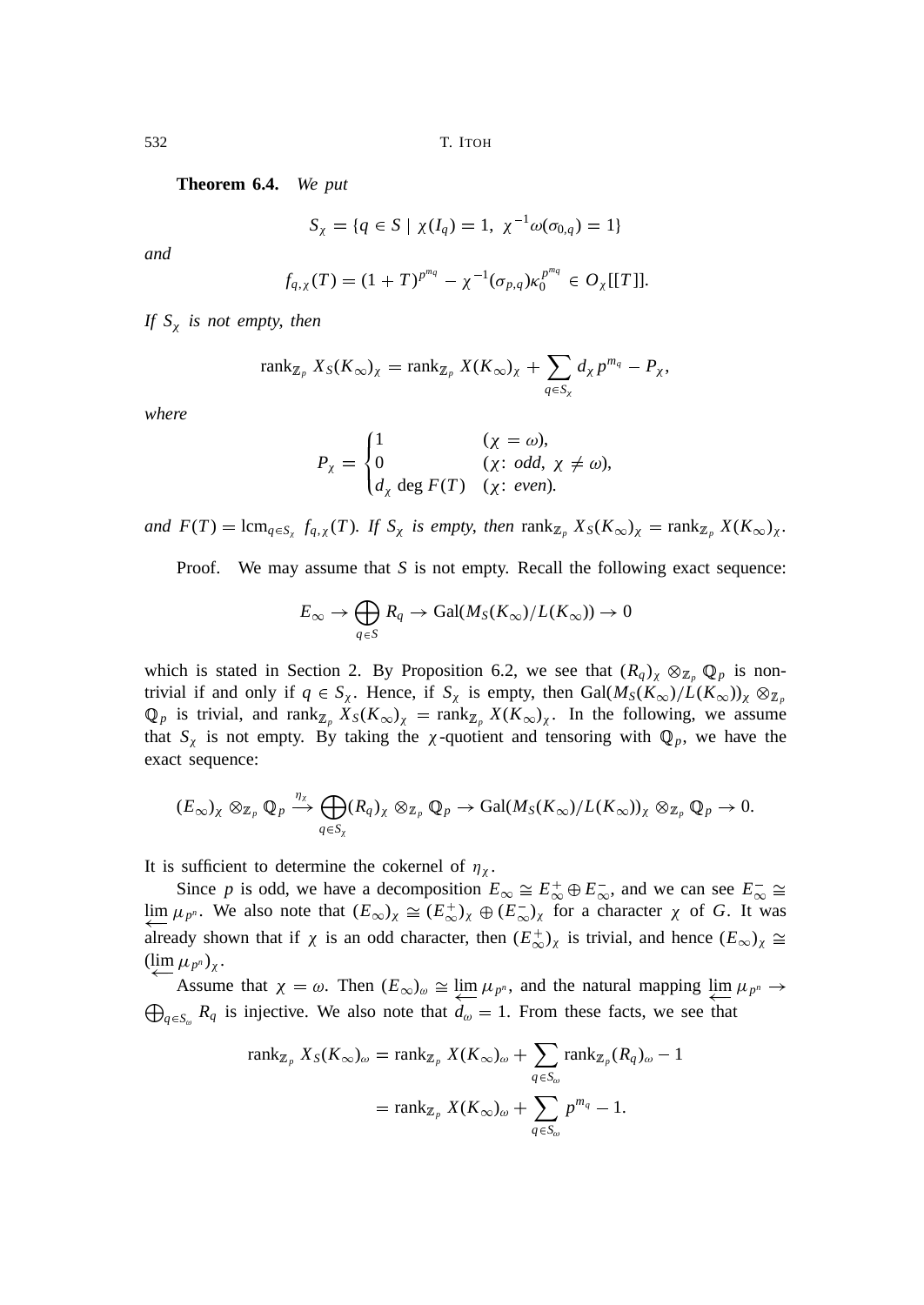**Theorem 6.4.** *We put*

$$S_\chi = \{q \in S \mid \chi(I_q) = 1,\ \chi^{-1}\omega(\sigma_{0,q}) = 1\}$$

*and*

$$f_{q,\chi}(T) = (1+T)^{p^{m_q}} - \chi^{-1}(\sigma_{p,q})\kappa_0^{p^{m_q}} \in O_\chi[[T]].$$

*If $S_\chi$ is not empty, then*

$$\mathrm{rank}_{\mathbb{Z}_p}\, X_S(K_\infty)_\chi = \mathrm{rank}_{\mathbb{Z}_p}\, X(K_\infty)_\chi + \sum_{q \in S_\chi} d_\chi p^{m_q} - P_\chi,$$

*where*

$$P_\chi = \begin{cases} 1 & (\chi = \omega), \\ 0 & (\chi\text{: } odd,\ \chi \neq \omega), \\ d_\chi \deg F(T) & (\chi\text{: } even). \end{cases}$$

*and $F(T) = \mathrm{lcm}_{q \in S_\chi}\, f_{q,\chi}(T)$. If $S_\chi$ is empty, then $\mathrm{rank}_{\mathbb{Z}_p}\, X_S(K_\infty)_\chi = \mathrm{rank}_{\mathbb{Z}_p}\, X(K_\infty)_\chi$.*

Proof. We may assume that $S$ is not empty. Recall the following exact sequence:

$$E_\infty \to \bigoplus_{q \in S} R_q \to \mathrm{Gal}(M_S(K_\infty)/L(K_\infty)) \to 0$$

which is stated in Section 2. By Proposition 6.2, we see that $(R_q)_\chi \otimes_{\mathbb{Z}_p} \mathbb{Q}_p$ is non-trivial if and only if $q \in S_\chi$. Hence, if $S_\chi$ is empty, then $\mathrm{Gal}(M_S(K_\infty)/L(K_\infty))_\chi \otimes_{\mathbb{Z}_p} \mathbb{Q}_p$ is trivial, and $\mathrm{rank}_{\mathbb{Z}_p}\, X_S(K_\infty)_\chi = \mathrm{rank}_{\mathbb{Z}_p}\, X(K_\infty)_\chi$. In the following, we assume that $S_\chi$ is not empty. By taking the $\chi$-quotient and tensoring with $\mathbb{Q}_p$, we have the exact sequence:

$$(E_\infty)_\chi \otimes_{\mathbb{Z}_p} \mathbb{Q}_p \xrightarrow{\eta_\chi} \bigoplus_{q \in S_\chi} (R_q)_\chi \otimes_{\mathbb{Z}_p} \mathbb{Q}_p \to \mathrm{Gal}(M_S(K_\infty)/L(K_\infty))_\chi \otimes_{\mathbb{Z}_p} \mathbb{Q}_p \to 0.$$

It is sufficient to determine the cokernel of $\eta_\chi$.

Since $p$ is odd, we have a decomposition $E_\infty \cong E_\infty^+ \oplus E_\infty^-$, and we can see $E_\infty^- \cong \varprojlim \mu_{p^n}$. We also note that $(E_\infty)_\chi \cong (E_\infty^+)_\chi \oplus (E_\infty^-)_\chi$ for a character $\chi$ of $G$. It was already shown that if $\chi$ is an odd character, then $(E_\infty^+)_\chi$ is trivial, and hence $(E_\infty)_\chi \cong (\varprojlim \mu_{p^n})_\chi$.

Assume that $\chi = \omega$. Then $(E_\infty)_\omega \cong \varprojlim \mu_{p^n}$, and the natural mapping $\varprojlim \mu_{p^n} \to \bigoplus_{q \in S_\omega} R_q$ is injective. We also note that $d_\omega = 1$. From these facts, we see that

$$\begin{aligned} \mathrm{rank}_{\mathbb{Z}_p}\, X_S(K_\infty)_\omega &= \mathrm{rank}_{\mathbb{Z}_p}\, X(K_\infty)_\omega + \sum_{q \in S_\omega} \mathrm{rank}_{\mathbb{Z}_p} (R_q)_\omega - 1 \\ &= \mathrm{rank}_{\mathbb{Z}_p}\, X(K_\infty)_\omega + \sum_{q \in S_\omega} p^{m_q} - 1. \end{aligned}$$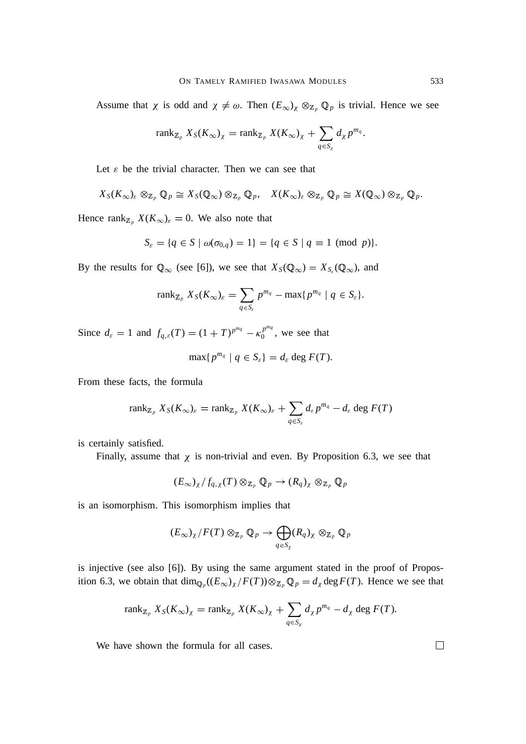Assume that $\chi$ is odd and $\chi \neq \omega$. Then $(E_\infty)_\chi \otimes_{\mathbb{Z}_p} \mathbb{Q}_p$ is trivial. Hence we see

$$\mathrm{rank}_{\mathbb{Z}_p} X_S(K_\infty)_\chi = \mathrm{rank}_{\mathbb{Z}_p} X(K_\infty)_\chi + \sum_{q \in S_\chi} d_\chi p^{m_q}.$$

Let $\varepsilon$ be the trivial character. Then we can see that

$$X_S(K_\infty)_\varepsilon \otimes_{\mathbb{Z}_p} \mathbb{Q}_p \cong X_S(\mathbb{Q}_\infty) \otimes_{\mathbb{Z}_p} \mathbb{Q}_p, \quad X(K_\infty)_\varepsilon \otimes_{\mathbb{Z}_p} \mathbb{Q}_p \cong X(\mathbb{Q}_\infty) \otimes_{\mathbb{Z}_p} \mathbb{Q}_p.$$

Hence $\mathrm{rank}_{\mathbb{Z}_p} X(K_\infty)_\varepsilon = 0$. We also note that

$$S_\varepsilon = \{q \in S \mid \omega(\sigma_{0,q}) = 1\} = \{q \in S \mid q \equiv 1 \pmod{p}\}.$$

By the results for $\mathbb{Q}_\infty$ (see [6]), we see that $X_S(\mathbb{Q}_\infty) = X_{S_\varepsilon}(\mathbb{Q}_\infty)$, and

$$\mathrm{rank}_{\mathbb{Z}_p} X_S(K_\infty)_\varepsilon = \sum_{q \in S_\varepsilon} p^{m_q} - \max\{p^{m_q} \mid q \in S_\varepsilon\}.$$

Since $d_\varepsilon = 1$ and $f_{q,\varepsilon}(T) = (1+T)^{p^{m_q}} - \kappa_0^{p^{m_q}}$, we see that

$$\max\{p^{m_q} \mid q \in S_\varepsilon\} = d_\varepsilon \deg F(T).$$

From these facts, the formula

$$\mathrm{rank}_{\mathbb{Z}_p} X_S(K_\infty)_\varepsilon = \mathrm{rank}_{\mathbb{Z}_p} X(K_\infty)_\varepsilon + \sum_{q \in S_\varepsilon} d_\varepsilon p^{m_q} - d_\varepsilon \deg F(T)$$

is certainly satisfied.

Finally, assume that $\chi$ is non-trivial and even. By Proposition 6.3, we see that

$$(E_\infty)_\chi / f_{q,\chi}(T) \otimes_{\mathbb{Z}_p} \mathbb{Q}_p \to (R_q)_\chi \otimes_{\mathbb{Z}_p} \mathbb{Q}_p$$

is an isomorphism. This isomorphism implies that

$$(E_\infty)_\chi / F(T) \otimes_{\mathbb{Z}_p} \mathbb{Q}_p \to \bigoplus_{q \in S_\chi} (R_q)_\chi \otimes_{\mathbb{Z}_p} \mathbb{Q}_p$$

is injective (see also [6]). By using the same argument stated in the proof of Proposition 6.3, we obtain that $\dim_{\mathbb{Q}_p}((E_\infty)_\chi / F(T)) \otimes_{\mathbb{Z}_p} \mathbb{Q}_p = d_\chi \deg F(T)$. Hence we see that

$$\mathrm{rank}_{\mathbb{Z}_p} X_S(K_\infty)_\chi = \mathrm{rank}_{\mathbb{Z}_p} X(K_\infty)_\chi + \sum_{q \in S_\chi} d_\chi p^{m_q} - d_\chi \deg F(T).$$

We have shown the formula for all cases. □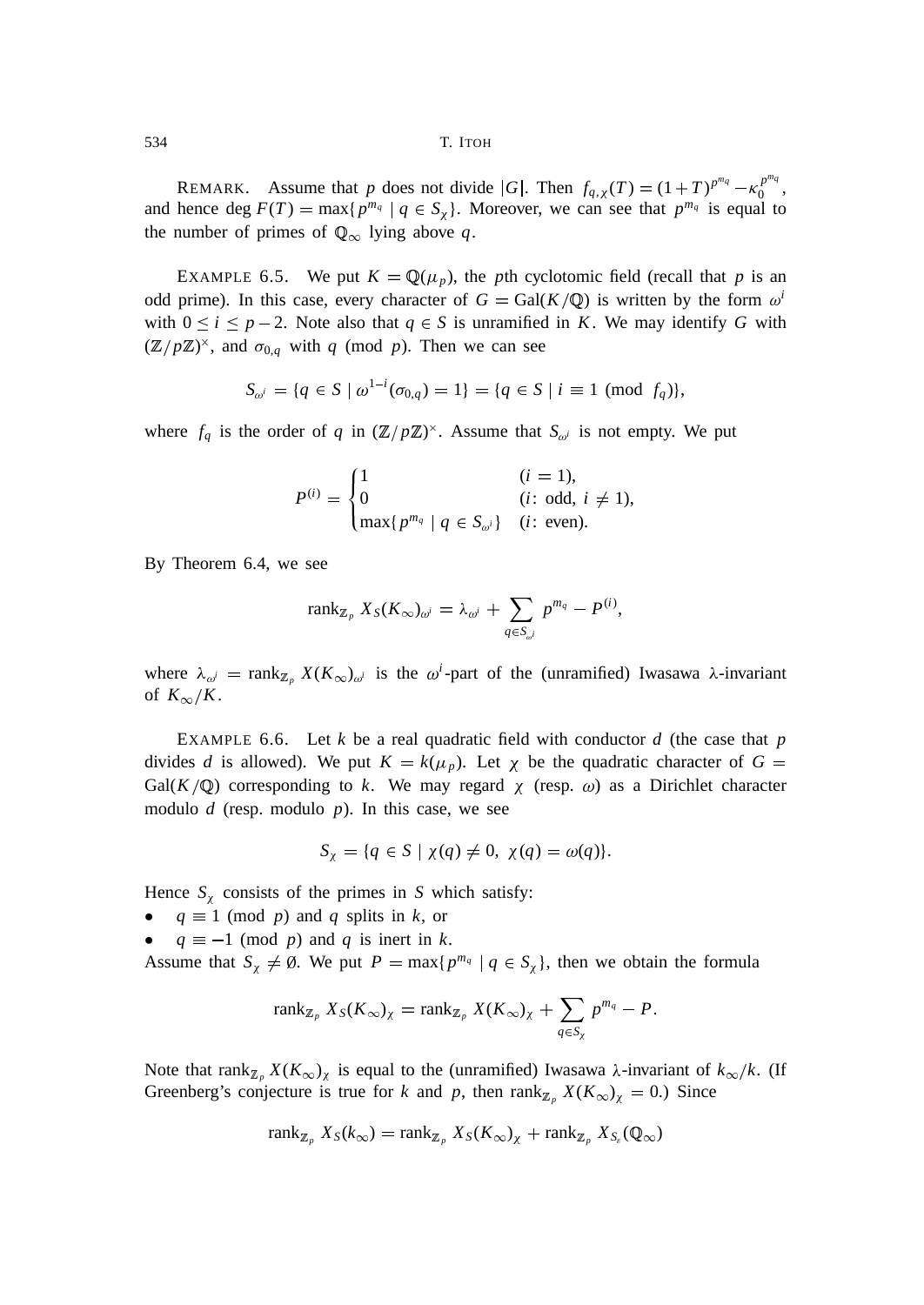REMARK. Assume that $p$ does not divide $|G|$. Then $f_{q,\chi}(T) = (1+T)^{p^{m_q}} - \kappa_0^{p^{m_q}}$, and hence $\deg F(T) = \max\{p^{m_q} \mid q \in S_\chi\}$. Moreover, we can see that $p^{m_q}$ is equal to the number of primes of $\mathbb{Q}_\infty$ lying above $q$.

EXAMPLE 6.5. We put $K = \mathbb{Q}(\mu_p)$, the $p$th cyclotomic field (recall that $p$ is an odd prime). In this case, every character of $G = \mathrm{Gal}(K/\mathbb{Q})$ is written by the form $\omega^i$ with $0 \le i \le p-2$. Note also that $q \in S$ is unramified in $K$. We may identify $G$ with $(\mathbb{Z}/p\mathbb{Z})^\times$, and $\sigma_{0,q}$ with $q \pmod p$. Then we can see

$$S_{\omega^i} = \{q \in S \mid \omega^{1-i}(\sigma_{0,q}) = 1\} = \{q \in S \mid i \equiv 1 \pmod{f_q}\},$$

where $f_q$ is the order of $q$ in $(\mathbb{Z}/p\mathbb{Z})^\times$. Assume that $S_{\omega^i}$ is not empty. We put

$$P^{(i)} = \begin{cases} 1 & (i = 1), \\ 0 & (i\colon \text{odd},\ i \neq 1), \\ \max\{p^{m_q} \mid q \in S_{\omega^i}\} & (i\colon \text{even}). \end{cases}$$

By Theorem 6.4, we see

$$\mathrm{rank}_{\mathbb{Z}_p} X_S(K_\infty)_{\omega^i} = \lambda_{\omega^i} + \sum_{q \in S_{\omega^i}} p^{m_q} - P^{(i)},$$

where $\lambda_{\omega^i} = \mathrm{rank}_{\mathbb{Z}_p} X(K_\infty)_{\omega^i}$ is the $\omega^i$-part of the (unramified) Iwasawa $\lambda$-invariant of $K_\infty/K$.

EXAMPLE 6.6. Let $k$ be a real quadratic field with conductor $d$ (the case that $p$ divides $d$ is allowed). We put $K = k(\mu_p)$. Let $\chi$ be the quadratic character of $G = \mathrm{Gal}(K/\mathbb{Q})$ corresponding to $k$. We may regard $\chi$ (resp. $\omega$) as a Dirichlet character modulo $d$ (resp. modulo $p$). In this case, we see

$$S_\chi = \{q \in S \mid \chi(q) \neq 0,\ \chi(q) = \omega(q)\}.$$

Hence $S_\chi$ consists of the primes in $S$ which satisfy:

- $q \equiv 1 \pmod p$ and $q$ splits in $k$, or
- $q \equiv -1 \pmod p$ and $q$ is inert in $k$.

Assume that $S_\chi \neq \emptyset$. We put $P = \max\{p^{m_q} \mid q \in S_\chi\}$, then we obtain the formula

$$\mathrm{rank}_{\mathbb{Z}_p} X_S(K_\infty)_\chi = \mathrm{rank}_{\mathbb{Z}_p} X(K_\infty)_\chi + \sum_{q \in S_\chi} p^{m_q} - P.$$

Note that $\mathrm{rank}_{\mathbb{Z}_p} X(K_\infty)_\chi$ is equal to the (unramified) Iwasawa $\lambda$-invariant of $k_\infty/k$. (If Greenberg's conjecture is true for $k$ and $p$, then $\mathrm{rank}_{\mathbb{Z}_p} X(K_\infty)_\chi = 0$.) Since

$$\mathrm{rank}_{\mathbb{Z}_p} X_S(k_\infty) = \mathrm{rank}_{\mathbb{Z}_p} X_S(K_\infty)_\chi + \mathrm{rank}_{\mathbb{Z}_p} X_{S_\varepsilon}(\mathbb{Q}_\infty)$$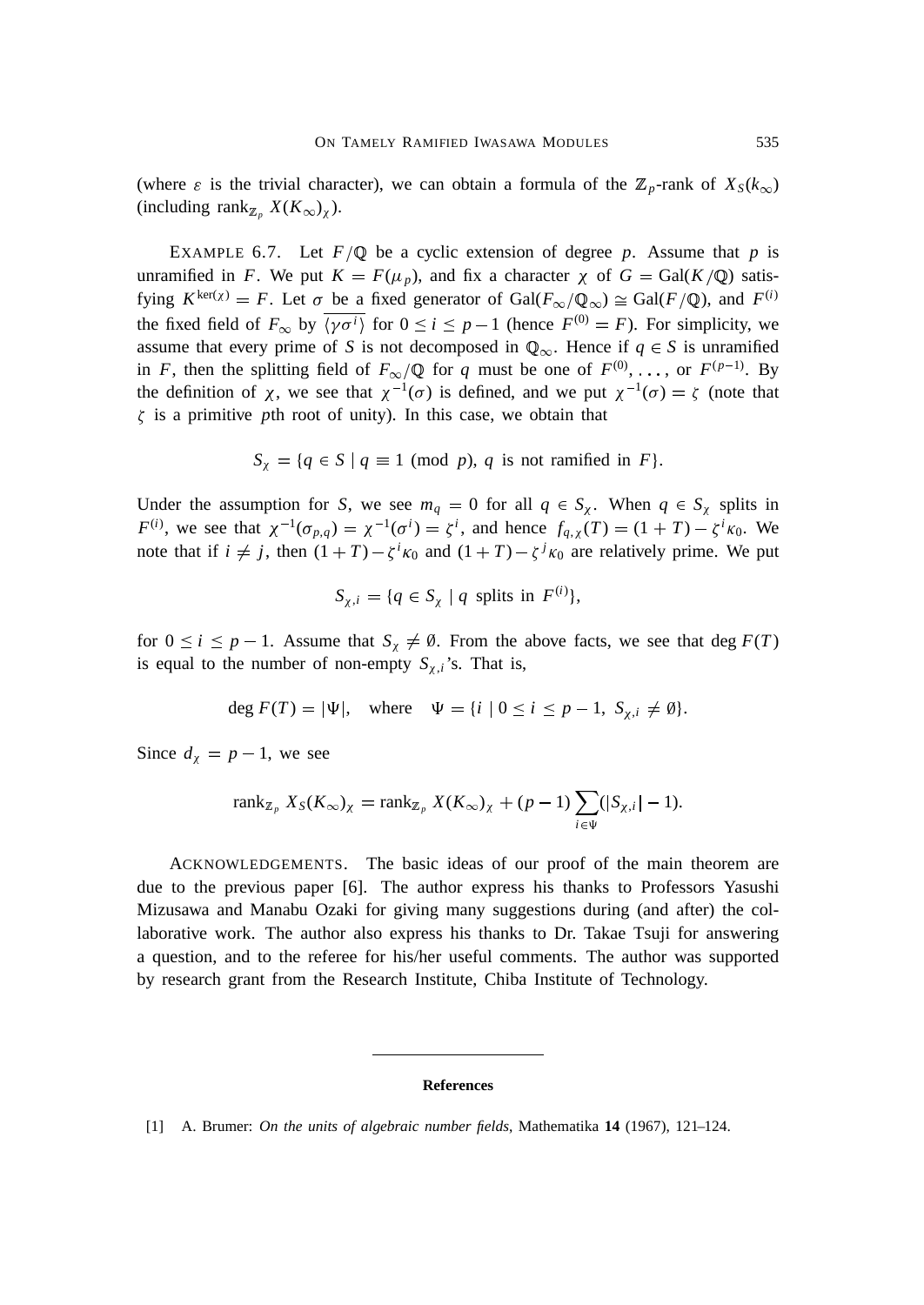(where $\varepsilon$ is the trivial character), we can obtain a formula of the $\mathbb{Z}_p$-rank of $X_S(k_\infty)$ (including $\mathrm{rank}_{\mathbb{Z}_p} X(K_\infty)_\chi$).

EXAMPLE 6.7. Let $F/\mathbb{Q}$ be a cyclic extension of degree $p$. Assume that $p$ is unramified in $F$. We put $K = F(\mu_p)$, and fix a character $\chi$ of $G = \mathrm{Gal}(K/\mathbb{Q})$ satisfying $K^{\ker(\chi)} = F$. Let $\sigma$ be a fixed generator of $\mathrm{Gal}(F_\infty/\mathbb{Q}_\infty) \cong \mathrm{Gal}(F/\mathbb{Q})$, and $F^{(i)}$ the fixed field of $F_\infty$ by $\overline{\langle \gamma\sigma^i \rangle}$ for $0 \le i \le p-1$ (hence $F^{(0)} = F$). For simplicity, we assume that every prime of $S$ is not decomposed in $\mathbb{Q}_\infty$. Hence if $q \in S$ is unramified in $F$, then the splitting field of $F_\infty/\mathbb{Q}$ for $q$ must be one of $F^{(0)}, \dots,$ or $F^{(p-1)}$. By the definition of $\chi$, we see that $\chi^{-1}(\sigma)$ is defined, and we put $\chi^{-1}(\sigma) = \zeta$ (note that $\zeta$ is a primitive $p$th root of unity). In this case, we obtain that

$$S_\chi = \{q \in S \mid q \equiv 1 \pmod p,\ q \text{ is not ramified in } F\}.$$

Under the assumption for $S$, we see $m_q = 0$ for all $q \in S_\chi$. When $q \in S_\chi$ splits in $F^{(i)}$, we see that $\chi^{-1}(\sigma_{p,q}) = \chi^{-1}(\sigma^i) = \zeta^i$, and hence $f_{q,\chi}(T) = (1+T) - \zeta^i \kappa_0$. We note that if $i \neq j$, then $(1+T) - \zeta^i\kappa_0$ and $(1+T) - \zeta^j\kappa_0$ are relatively prime. We put

$$S_{\chi,i} = \{q \in S_\chi \mid q \text{ splits in } F^{(i)}\},$$

for $0 \le i \le p-1$. Assume that $S_\chi \neq \emptyset$. From the above facts, we see that $\deg F(T)$ is equal to the number of non-empty $S_{\chi,i}$'s. That is,

$$\deg F(T) = |\Psi|, \quad \text{where} \quad \Psi = \{i \mid 0 \le i \le p-1,\ S_{\chi,i} \neq \emptyset\}.$$

Since $d_\chi = p-1$, we see

$$\mathrm{rank}_{\mathbb{Z}_p} X_S(K_\infty)_\chi = \mathrm{rank}_{\mathbb{Z}_p} X(K_\infty)_\chi + (p-1)\sum_{i \in \Psi}(|S_{\chi,i}| - 1).$$

ACKNOWLEDGEMENTS. The basic ideas of our proof of the main theorem are due to the previous paper [6]. The author express his thanks to Professors Yasushi Mizusawa and Manabu Ozaki for giving many suggestions during (and after) the collaborative work. The author also express his thanks to Dr. Takae Tsuji for answering a question, and to the referee for his/her useful comments. The author was supported by research grant from the Research Institute, Chiba Institute of Technology.

## References

[1] A. Brumer: *On the units of algebraic number fields*, Mathematika **14** (1967), 121–124.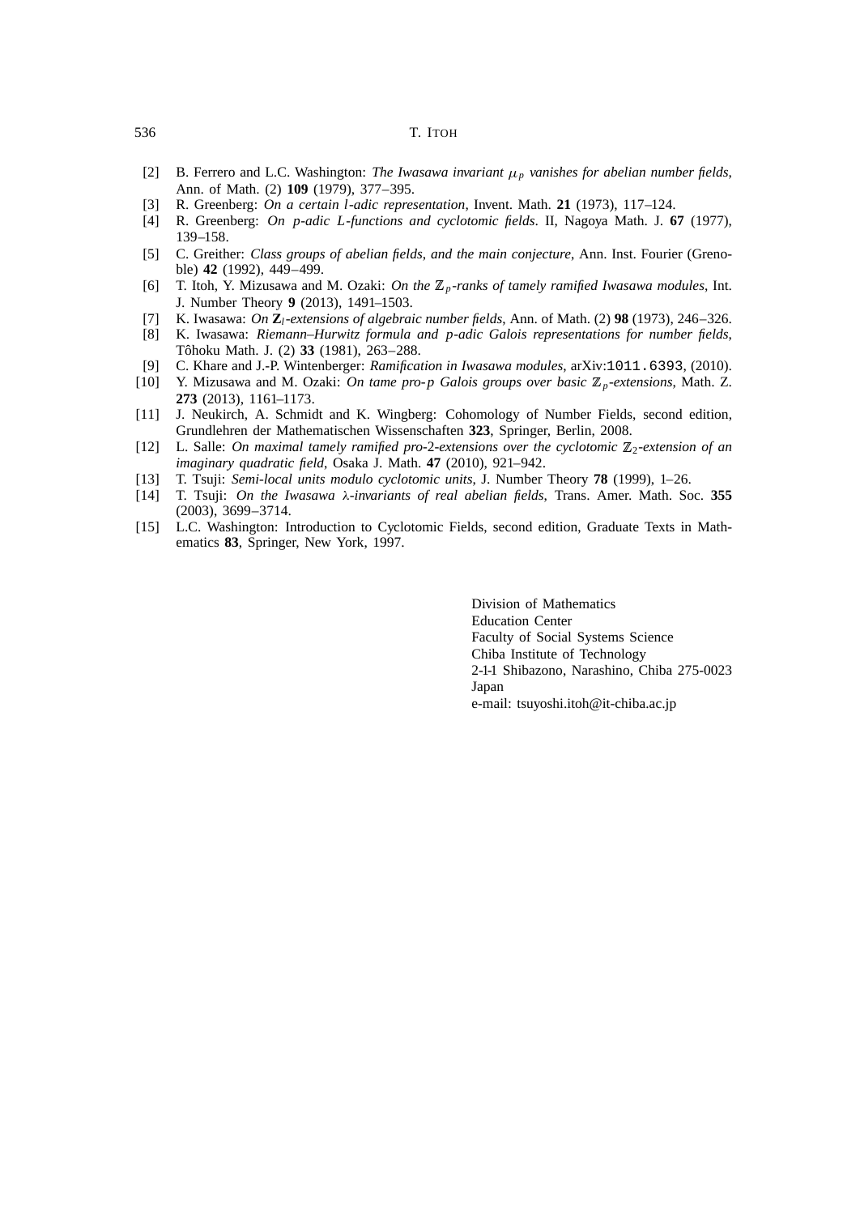[2] B. Ferrero and L.C. Washington: *The Iwasawa invariant $\mu_p$ vanishes for abelian number fields*, Ann. of Math. (2) **109** (1979), 377–395.

[3] R. Greenberg: *On a certain $l$-adic representation*, Invent. Math. **21** (1973), 117–124.

[4] R. Greenberg: *On $p$-adic $L$-functions and cyclotomic fields*. II, Nagoya Math. J. **67** (1977), 139–158.

[5] C. Greither: *Class groups of abelian fields, and the main conjecture*, Ann. Inst. Fourier (Grenoble) **42** (1992), 449–499.

[6] T. Itoh, Y. Mizusawa and M. Ozaki: *On the $\mathbb{Z}_p$-ranks of tamely ramified Iwasawa modules*, Int. J. Number Theory **9** (2013), 1491–1503.

[7] K. Iwasawa: *On $\mathbf{Z}_l$-extensions of algebraic number fields*, Ann. of Math. (2) **98** (1973), 246–326.

[8] K. Iwasawa: *Riemann–Hurwitz formula and $p$-adic Galois representations for number fields*, Tôhoku Math. J. (2) **33** (1981), 263–288.

[9] C. Khare and J.-P. Wintenberger: *Ramification in Iwasawa modules*, arXiv:1011.6393, (2010).

[10] Y. Mizusawa and M. Ozaki: *On tame pro-$p$ Galois groups over basic $\mathbb{Z}_p$-extensions*, Math. Z. **273** (2013), 1161–1173.

[11] J. Neukirch, A. Schmidt and K. Wingberg: Cohomology of Number Fields, second edition, Grundlehren der Mathematischen Wissenschaften **323**, Springer, Berlin, 2008.

[12] L. Salle: *On maximal tamely ramified pro-2-extensions over the cyclotomic $\mathbb{Z}_2$-extension of an imaginary quadratic field*, Osaka J. Math. **47** (2010), 921–942.

[13] T. Tsuji: *Semi-local units modulo cyclotomic units*, J. Number Theory **78** (1999), 1–26.

[14] T. Tsuji: *On the Iwasawa $\lambda$-invariants of real abelian fields*, Trans. Amer. Math. Soc. **355** (2003), 3699–3714.

[15] L.C. Washington: Introduction to Cyclotomic Fields, second edition, Graduate Texts in Mathematics **83**, Springer, New York, 1997.

Division of Mathematics
Education Center
Faculty of Social Systems Science
Chiba Institute of Technology
2-1-1 Shibazono, Narashino, Chiba 275-0023
Japan
e-mail: tsuyoshi.itoh@it-chiba.ac.jp